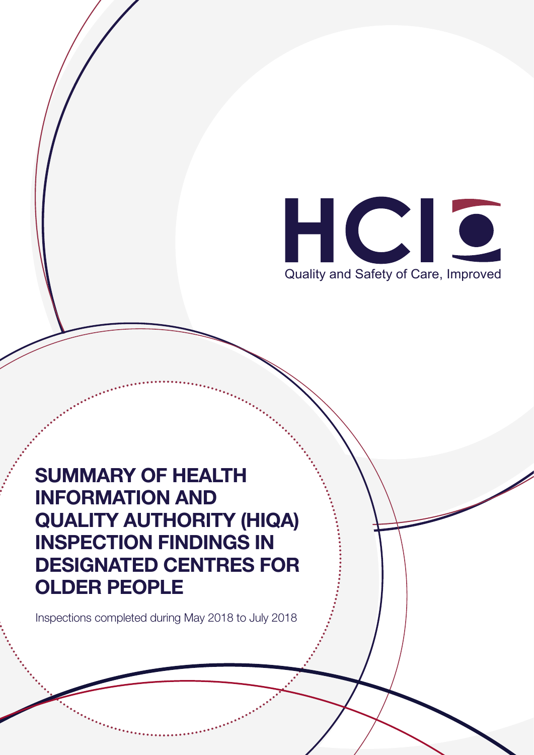HCI

Quality and Safety of Care, Improved

# SUMMARY OF HEALTH INFORMATION AND QUALITY AUTHORITY (HIQA) INSPECTION FINDINGS IN DESIGNATED CENTRES FOR OLDER PEOPLE

Inspections completed during May 2018 to July 2018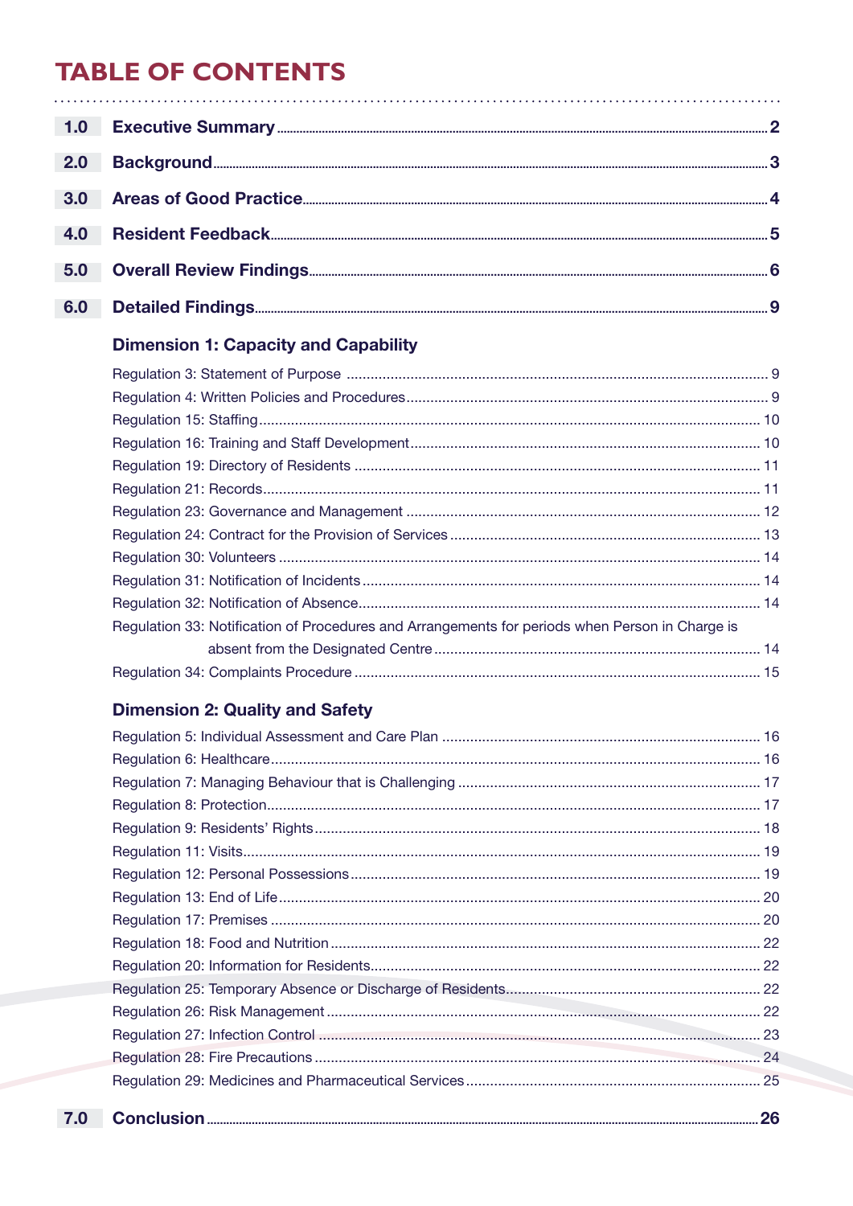# TABLE OF CONTENTS

| | | |
|---|---|---|
| **1.0** | **Executive Summary** | **2** |
| **2.0** | **Background** | **3** |
| **3.0** | **Areas of Good Practice** | **4** |
| **4.0** | **Resident Feedback** | **5** |
| **5.0** | **Overall Review Findings** | **6** |
| **6.0** | **Detailed Findings** | **9** |

### Dimension 1: Capacity and Capability

- Regulation 3: Statement of Purpose ... 9
- Regulation 4: Written Policies and Procedures ... 9
- Regulation 15: Staffing ... 10
- Regulation 16: Training and Staff Development ... 10
- Regulation 19: Directory of Residents ... 11
- Regulation 21: Records ... 11
- Regulation 23: Governance and Management ... 12
- Regulation 24: Contract for the Provision of Services ... 13
- Regulation 30: Volunteers ... 14
- Regulation 31: Notification of Incidents ... 14
- Regulation 32: Notification of Absence ... 14
- Regulation 33: Notification of Procedures and Arrangements for periods when Person in Charge is absent from the Designated Centre ... 14
- Regulation 34: Complaints Procedure ... 15

### Dimension 2: Quality and Safety

- Regulation 5: Individual Assessment and Care Plan ... 16
- Regulation 6: Healthcare ... 16
- Regulation 7: Managing Behaviour that is Challenging ... 17
- Regulation 8: Protection ... 17
- Regulation 9: Residents' Rights ... 18
- Regulation 11: Visits ... 19
- Regulation 12: Personal Possessions ... 19
- Regulation 13: End of Life ... 20
- Regulation 17: Premises ... 20
- Regulation 18: Food and Nutrition ... 22
- Regulation 20: Information for Residents ... 22
- Regulation 25: Temporary Absence or Discharge of Residents ... 22
- Regulation 26: Risk Management ... 22
- Regulation 27: Infection Control ... 23
- Regulation 28: Fire Precautions ... 24
- Regulation 29: Medicines and Pharmaceutical Services ... 25

| | | |
|---|---|---|
| **7.0** | **Conclusion** | **26** |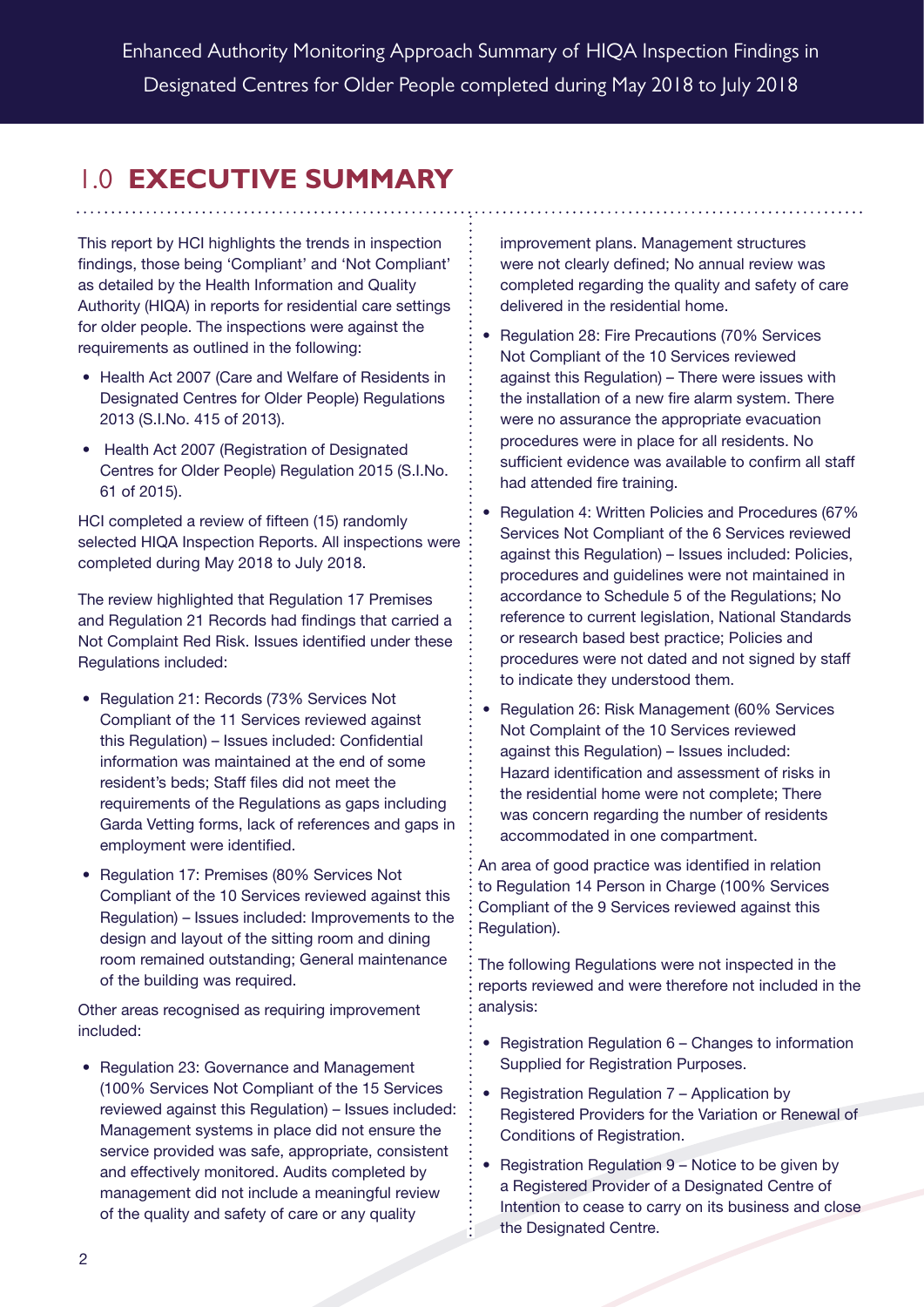# 1.0 EXECUTIVE SUMMARY

This report by HCI highlights the trends in inspection findings, those being 'Compliant' and 'Not Compliant' as detailed by the Health Information and Quality Authority (HIQA) in reports for residential care settings for older people. The inspections were against the requirements as outlined in the following:

- Health Act 2007 (Care and Welfare of Residents in Designated Centres for Older People) Regulations 2013 (S.I.No. 415 of 2013).
- Health Act 2007 (Registration of Designated Centres for Older People) Regulation 2015 (S.I.No. 61 of 2015).

HCI completed a review of fifteen (15) randomly selected HIQA Inspection Reports. All inspections were completed during May 2018 to July 2018.

The review highlighted that Regulation 17 Premises and Regulation 21 Records had findings that carried a Not Complaint Red Risk. Issues identified under these Regulations included:

- Regulation 21: Records (73% Services Not Compliant of the 11 Services reviewed against this Regulation) – Issues included: Confidential information was maintained at the end of some resident's beds; Staff files did not meet the requirements of the Regulations as gaps including Garda Vetting forms, lack of references and gaps in employment were identified.
- Regulation 17: Premises (80% Services Not Compliant of the 10 Services reviewed against this Regulation) – Issues included: Improvements to the design and layout of the sitting room and dining room remained outstanding; General maintenance of the building was required.

Other areas recognised as requiring improvement included:

- Regulation 23: Governance and Management (100% Services Not Compliant of the 15 Services reviewed against this Regulation) – Issues included: Management systems in place did not ensure the service provided was safe, appropriate, consistent and effectively monitored. Audits completed by management did not include a meaningful review of the quality and safety of care or any quality improvement plans. Management structures were not clearly defined; No annual review was completed regarding the quality and safety of care delivered in the residential home.
- Regulation 28: Fire Precautions (70% Services Not Compliant of the 10 Services reviewed against this Regulation) – There were issues with the installation of a new fire alarm system. There were no assurance the appropriate evacuation procedures were in place for all residents. No sufficient evidence was available to confirm all staff had attended fire training.
- Regulation 4: Written Policies and Procedures (67% Services Not Compliant of the 6 Services reviewed against this Regulation) – Issues included: Policies, procedures and guidelines were not maintained in accordance to Schedule 5 of the Regulations; No reference to current legislation, National Standards or research based best practice; Policies and procedures were not dated and not signed by staff to indicate they understood them.
- Regulation 26: Risk Management (60% Services Not Complaint of the 10 Services reviewed against this Regulation) – Issues included: Hazard identification and assessment of risks in the residential home were not complete; There was concern regarding the number of residents accommodated in one compartment.

An area of good practice was identified in relation to Regulation 14 Person in Charge (100% Services Compliant of the 9 Services reviewed against this Regulation).

The following Regulations were not inspected in the reports reviewed and were therefore not included in the analysis:

- Registration Regulation 6 – Changes to information Supplied for Registration Purposes.
- Registration Regulation 7 – Application by Registered Providers for the Variation or Renewal of Conditions of Registration.
- Registration Regulation 9 – Notice to be given by a Registered Provider of a Designated Centre of Intention to cease to carry on its business and close the Designated Centre.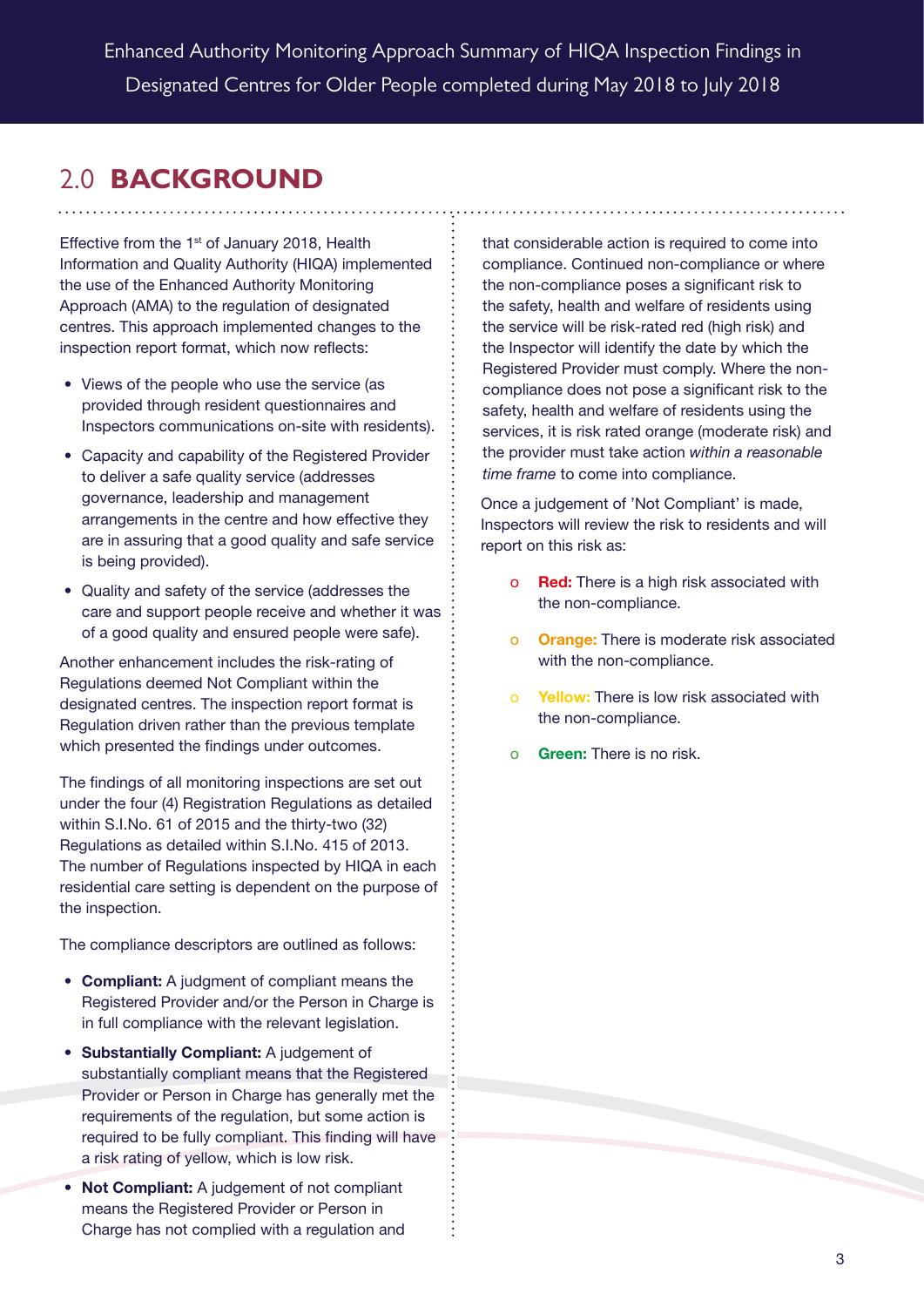## 2.0 **BACKGROUND**

Effective from the 1st of January 2018, Health Information and Quality Authority (HIQA) implemented the use of the Enhanced Authority Monitoring Approach (AMA) to the regulation of designated centres. This approach implemented changes to the inspection report format, which now reflects:

- Views of the people who use the service (as provided through resident questionnaires and Inspectors communications on-site with residents).
- Capacity and capability of the Registered Provider to deliver a safe quality service (addresses governance, leadership and management arrangements in the centre and how effective they are in assuring that a good quality and safe service is being provided).
- Quality and safety of the service (addresses the care and support people receive and whether it was of a good quality and ensured people were safe).

Another enhancement includes the risk-rating of Regulations deemed Not Compliant within the designated centres. The inspection report format is Regulation driven rather than the previous template which presented the findings under outcomes.

The findings of all monitoring inspections are set out under the four (4) Registration Regulations as detailed within S.I.No. 61 of 2015 and the thirty-two (32) Regulations as detailed within S.I.No. 415 of 2013. The number of Regulations inspected by HIQA in each residential care setting is dependent on the purpose of the inspection.

The compliance descriptors are outlined as follows:

- **Compliant:** A judgment of compliant means the Registered Provider and/or the Person in Charge is in full compliance with the relevant legislation.
- **Substantially Compliant:** A judgement of substantially compliant means that the Registered Provider or Person in Charge has generally met the requirements of the regulation, but some action is required to be fully compliant. This finding will have a risk rating of yellow, which is low risk.
- **Not Compliant:** A judgement of not compliant means the Registered Provider or Person in Charge has not complied with a regulation and that considerable action is required to come into compliance. Continued non-compliance or where the non-compliance poses a significant risk to the safety, health and welfare of residents using the service will be risk-rated red (high risk) and the Inspector will identify the date by which the Registered Provider must comply. Where the non-compliance does not pose a significant risk to the safety, health and welfare of residents using the services, it is risk rated orange (moderate risk) and the provider must take action *within a reasonable time frame* to come into compliance.

Once a judgement of 'Not Compliant' is made, Inspectors will review the risk to residents and will report on this risk as:

- **Red:** There is a high risk associated with the non-compliance.
- **Orange:** There is moderate risk associated with the non-compliance.
- **Yellow:** There is low risk associated with the non-compliance.
- **Green:** There is no risk.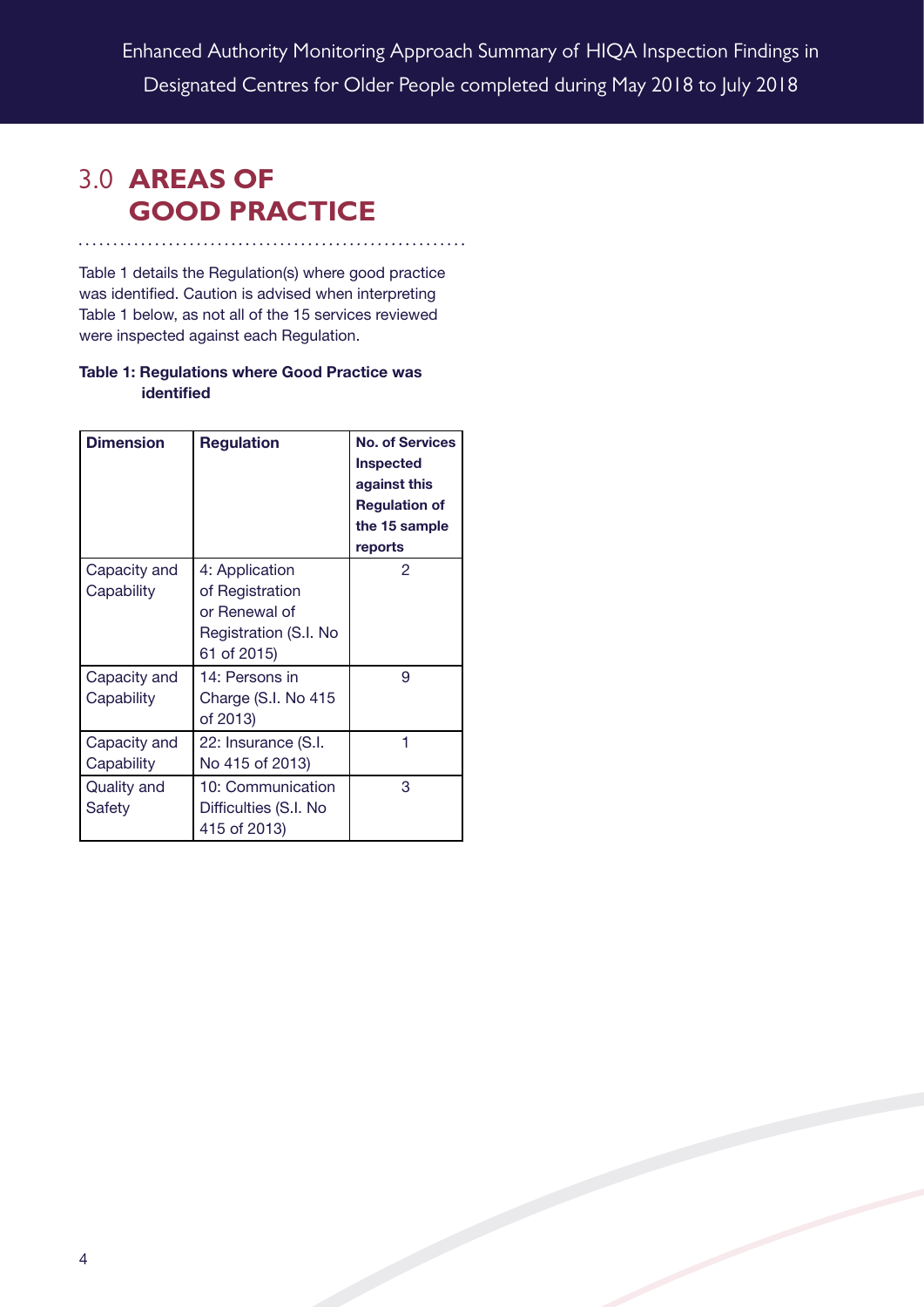## 3.0 AREAS OF GOOD PRACTICE

Table 1 details the Regulation(s) where good practice was identified. Caution is advised when interpreting Table 1 below, as not all of the 15 services reviewed were inspected against each Regulation.

**Table 1: Regulations where Good Practice was identified**

| Dimension | Regulation | No. of Services Inspected against this Regulation of the 15 sample reports |
|---|---|---|
| Capacity and Capability | 4: Application of Registration or Renewal of Registration (S.I. No 61 of 2015) | 2 |
| Capacity and Capability | 14: Persons in Charge (S.I. No 415 of 2013) | 9 |
| Capacity and Capability | 22: Insurance (S.I. No 415 of 2013) | 1 |
| Quality and Safety | 10: Communication Difficulties (S.I. No 415 of 2013) | 3 |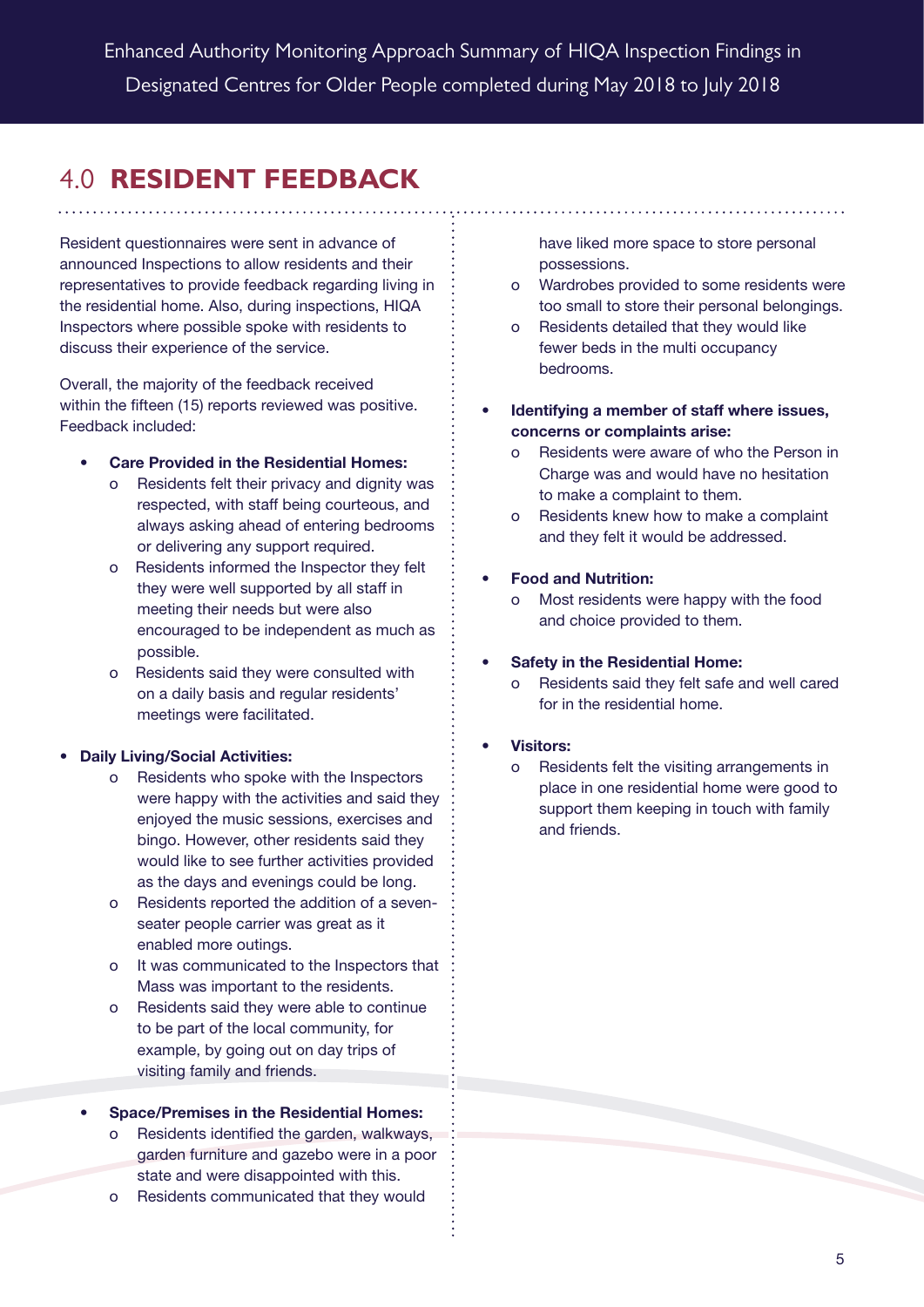# 4.0 RESIDENT FEEDBACK

Resident questionnaires were sent in advance of announced Inspections to allow residents and their representatives to provide feedback regarding living in the residential home. Also, during inspections, HIQA Inspectors where possible spoke with residents to discuss their experience of the service.

Overall, the majority of the feedback received within the fifteen (15) reports reviewed was positive. Feedback included:

- **Care Provided in the Residential Homes:**
  - Residents felt their privacy and dignity was respected, with staff being courteous, and always asking ahead of entering bedrooms or delivering any support required.
  - Residents informed the Inspector they felt they were well supported by all staff in meeting their needs but were also encouraged to be independent as much as possible.
  - Residents said they were consulted with on a daily basis and regular residents' meetings were facilitated.

- **Daily Living/Social Activities:**
  - Residents who spoke with the Inspectors were happy with the activities and said they enjoyed the music sessions, exercises and bingo. However, other residents said they would like to see further activities provided as the days and evenings could be long.
  - Residents reported the addition of a seven-seater people carrier was great as it enabled more outings.
  - It was communicated to the Inspectors that Mass was important to the residents.
  - Residents said they were able to continue to be part of the local community, for example, by going out on day trips of visiting family and friends.

- **Space/Premises in the Residential Homes:**
  - Residents identified the garden, walkways, garden furniture and gazebo were in a poor state and were disappointed with this.
  - Residents communicated that they would have liked more space to store personal possessions.
  - Wardrobes provided to some residents were too small to store their personal belongings.
  - Residents detailed that they would like fewer beds in the multi occupancy bedrooms.

- **Identifying a member of staff where issues, concerns or complaints arise:**
  - Residents were aware of who the Person in Charge was and would have no hesitation to make a complaint to them.
  - Residents knew how to make a complaint and they felt it would be addressed.

- **Food and Nutrition:**
  - Most residents were happy with the food and choice provided to them.

- **Safety in the Residential Home:**
  - Residents said they felt safe and well cared for in the residential home.

- **Visitors:**
  - Residents felt the visiting arrangements in place in one residential home were good to support them keeping in touch with family and friends.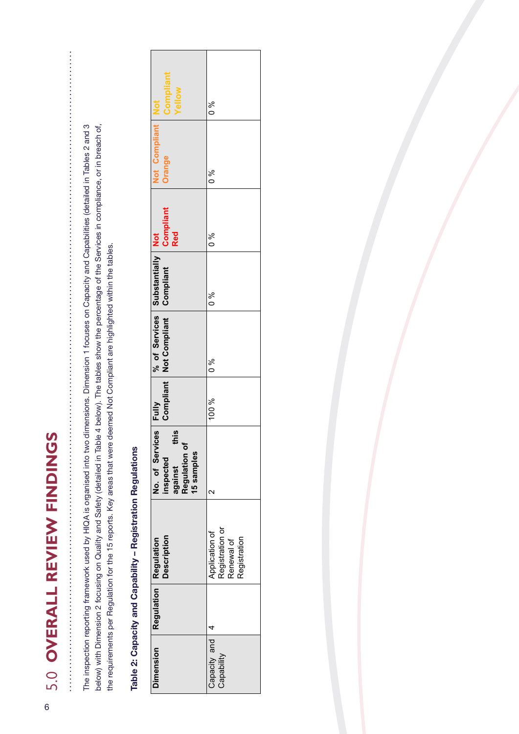# 5.0 OVERALL REVIEW FINDINGS

The inspection reporting framework used by HIQA is organised into two dimensions. Dimension 1 focuses on Capacity and Capabilities (detailed in Tables 2 and 3 below) with Dimension 2 focusing on Quality and Safety (detailed in Table 4 below). The tables show the percentage of the Services in compliance, or in breach of, the requirements per Regulation for the 15 reports. Key areas that were deemed Not Compliant are highlighted within the tables.

**Table 2: Capacity and Capability – Registration Regulations**

| Dimension | Regulation | Regulation Description | No. of Services inspected against this Regulation of 15 samples | Fully Compliant | % of Services Not Compliant | Substantially Compliant | Not Compliant Red | Not Compliant Orange | Not Compliant Yellow |
|---|---|---|---|---|---|---|---|---|---|
| Capacity and Capability | 4 | Application of Registration or Renewal of Registration | 2 | 100 % | 0 % | 0 % | 0 % | 0 % | 0 % |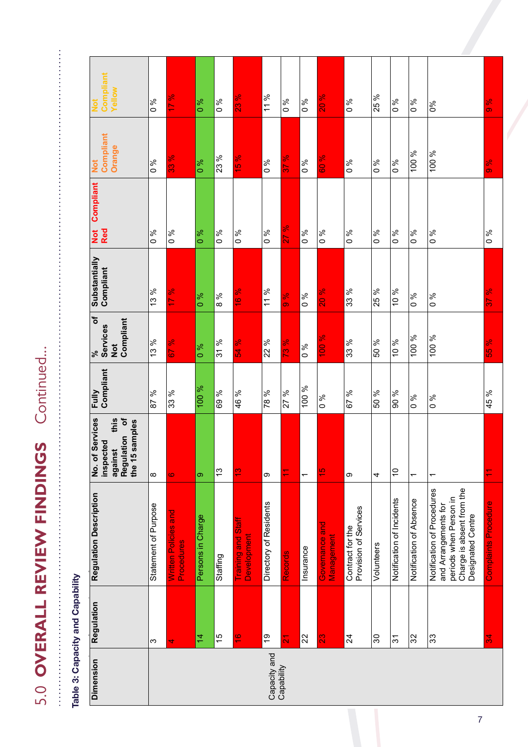# 5.0 OVERALL REVIEW FINDINGS Continued...

**Table 3: Capacity and Capability**

| Dimension | Regulation | Regulation Description | No. of Services inspected against this Regulation of the 15 samples | Fully Compliant | % of Services Not Compliant | Substantially Compliant | Not Compliant Red | Not Compliant Orange | Not Compliant Yellow |
|---|---|---|---|---|---|---|---|---|---|
| Capacity and Capability | 3 | Statement of Purpose | 8 | 87 % | 13 % | 13 % | 0 % | 0 % | 0 % |
| | 4 | Written Policies and Procedures | 6 | 33 % | 67 % | 17 % | 0 % | 33 % | 17 % |
| | 14 | Persons in Charge | 9 | 100 % | 0 % | 0 % | 0 % | 0 % | 0 % |
| | 15 | Staffing | 13 | 69 % | 31 % | 8 % | 0 % | 23 % | 0 % |
| | 16 | Training and Staff Development | 13 | 46 % | 54 % | 16 % | 0 % | 15 % | 23 % |
| | 19 | Directory of Residents | 9 | 78 % | 22 % | 11 % | 0 % | 0 % | 11 % |
| | 21 | Records | 11 | 27 % | 73 % | 9 % | 27 % | 37 % | 0 % |
| | 22 | Insurance | 1 | 100 % | 0 % | 0 % | 0 % | 0 % | 0 % |
| | 23 | Governance and Management | 15 | 0 % | 100 % | 20 % | 0 % | 60 % | 20 % |
| | 24 | Contract for the Provision of Services | 9 | 67 % | 33 % | 33 % | 0 % | 0 % | 0 % |
| | 30 | Volunteers | 4 | 50 % | 50 % | 25 % | 0 % | 0 % | 25 % |
| | 31 | Notification of Incidents | 10 | 90 % | 10 % | 10 % | 0 % | 0 % | 0 % |
| | 32 | Notification of Absence | 1 | 0 % | 100 % | 0 % | 0 % | 100 % | 0 % |
| | 33 | Notification of Procedures and Arrangements for periods when Person in Charge is absent from the Designated Centre | 1 | 0 % | 100 % | 0 % | 0 % | 100 % | 0% |
| | 34 | Complaints Procedure | 11 | 45 % | 55 % | 37 % | 0 % | 9 % | 9 % |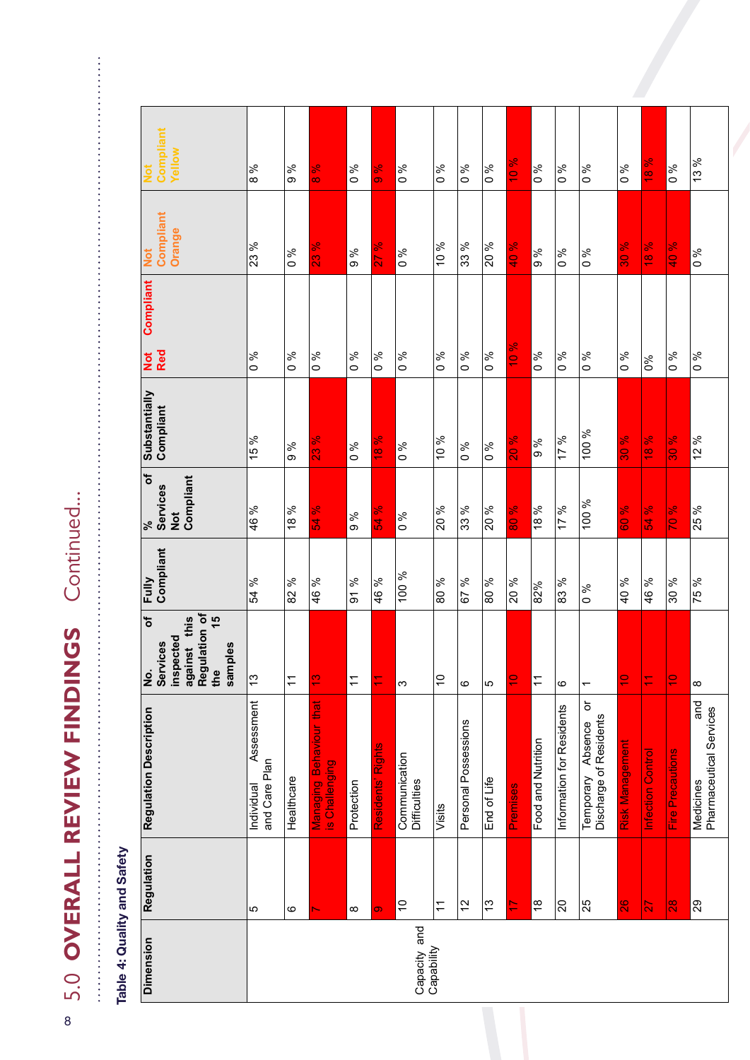# 5.0 OVERALL REVIEW FINDINGS Continued...

**Table 4: Quality and Safety**

| Dimension | Regulation | Regulation Description | No. of Services inspected against this Regulation of the 15 samples | Fully Compliant | % of Services Not Compliant | Substantially Compliant | Not Compliant Red | Not Compliant Orange | Not Compliant Yellow |
|---|---|---|---|---|---|---|---|---|---|
| Capacity and Capability | 5 | Individual Assessment and Care Plan | 13 | 54 % | 46 % | 15 % | 0 % | 23 % | 8 % |
| | 6 | Healthcare | 11 | 82 % | 18 % | 9 % | 0 % | 0 % | 9 % |
| | 7 | Managing Behaviour that is Challenging | 13 | 46 % | 54 % | 23 % | 0 % | 23 % | 8 % |
| | 8 | Protection | 11 | 91 % | 9 % | 0 % | 0 % | 9 % | 0 % |
| | 9 | Residents' Rights | 11 | 46 % | 54 % | 18 % | 0 % | 27 % | 9 % |
| | 10 | Communication Difficulties | 3 | 100 % | 0 % | 0 % | 0 % | 0 % | 0 % |
| | 11 | Visits | 10 | 80 % | 20 % | 10 % | 0 % | 10 % | 0 % |
| | 12 | Personal Possessions | 6 | 67 % | 33 % | 0 % | 0 % | 33 % | 0 % |
| | 13 | End of Life | 5 | 80 % | 20 % | 0 % | 0 % | 20 % | 0 % |
| | 17 | Premises | 10 | 20 % | 80 % | 20 % | 10 % | 40 % | 10 % |
| | 18 | Food and Nutrition | 11 | 82% | 18 % | 9 % | 0 % | 9 % | 0 % |
| | 20 | Information for Residents | 6 | 83 % | 17 % | 17 % | 0 % | 0 % | 0 % |
| | 25 | Temporary Absence or Discharge of Residents | 1 | 0 % | 100 % | 100 % | 0 % | 0 % | 0 % |
| | 26 | Risk Management | 10 | 40 % | 60 % | 30 % | 0 % | 30 % | 0 % |
| | 27 | Infection Control | 11 | 46 % | 54 % | 18 % | 0% | 18 % | 18 % |
| | 28 | Fire Precautions | 10 | 30 % | 70 % | 30 % | 0 % | 40 % | 0 % |
| | 29 | Medicines and Pharmaceutical Services | 8 | 75 % | 25 % | 12 % | 0 % | 0 % | 13 % |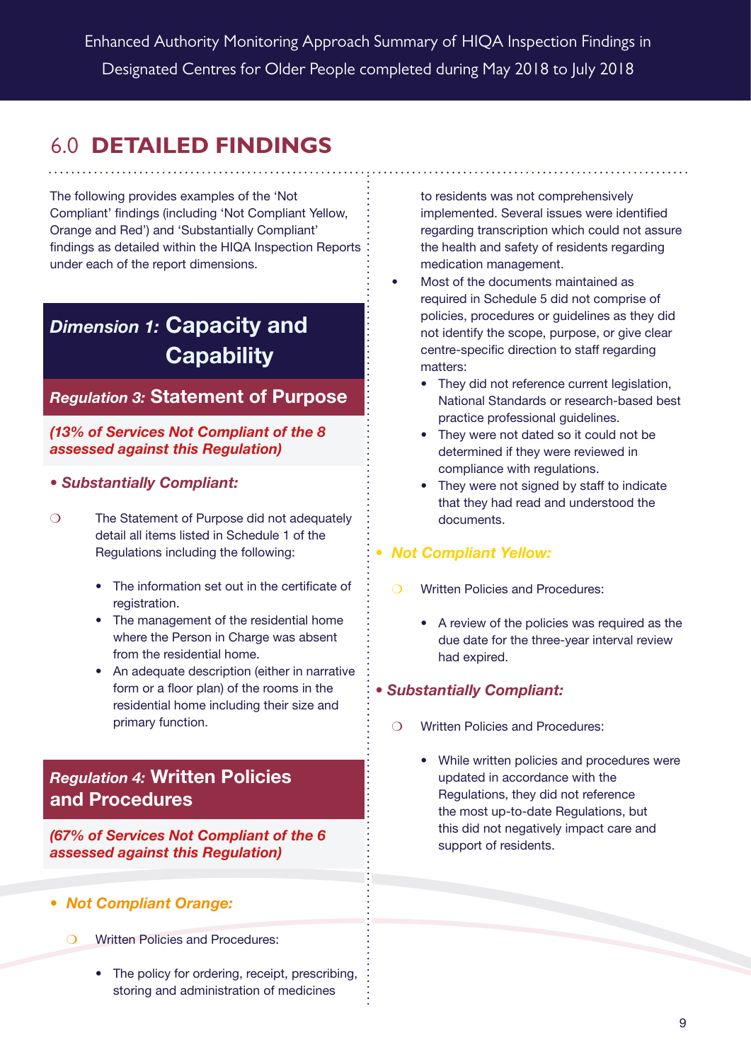# 6.0 **DETAILED FINDINGS**

The following provides examples of the 'Not Compliant' findings (including 'Not Compliant Yellow, Orange and Red') and 'Substantially Compliant' findings as detailed within the HIQA Inspection Reports under each of the report dimensions.

## *Dimension 1:* Capacity and Capability

### *Regulation 3:* Statement of Purpose

***(13% of Services Not Compliant of the 8 assessed against this Regulation)***

- ***Substantially Compliant:***
  - The Statement of Purpose did not adequately detail all items listed in Schedule 1 of the Regulations including the following:
    - The information set out in the certificate of registration.
    - The management of the residential home where the Person in Charge was absent from the residential home.
    - An adequate description (either in narrative form or a floor plan) of the rooms in the residential home including their size and primary function.

### *Regulation 4:* Written Policies and Procedures

***(67% of Services Not Compliant of the 6 assessed against this Regulation)***

- ***Not Compliant Orange:***
  - Written Policies and Procedures:
    - The policy for ordering, receipt, prescribing, storing and administration of medicines to residents was not comprehensively implemented. Several issues were identified regarding transcription which could not assure the health and safety of residents regarding medication management.
  - Most of the documents maintained as required in Schedule 5 did not comprise of policies, procedures or guidelines as they did not identify the scope, purpose, or give clear centre-specific direction to staff regarding matters:
    - They did not reference current legislation, National Standards or research-based best practice professional guidelines.
    - They were not dated so it could not be determined if they were reviewed in compliance with regulations.
    - They were not signed by staff to indicate that they had read and understood the documents.

- ***Not Compliant Yellow:***
  - Written Policies and Procedures:
    - A review of the policies was required as the due date for the three-year interval review had expired.

- ***Substantially Compliant:***
  - Written Policies and Procedures:
    - While written policies and procedures were updated in accordance with the Regulations, they did not reference the most up-to-date Regulations, but this did not negatively impact care and support of residents.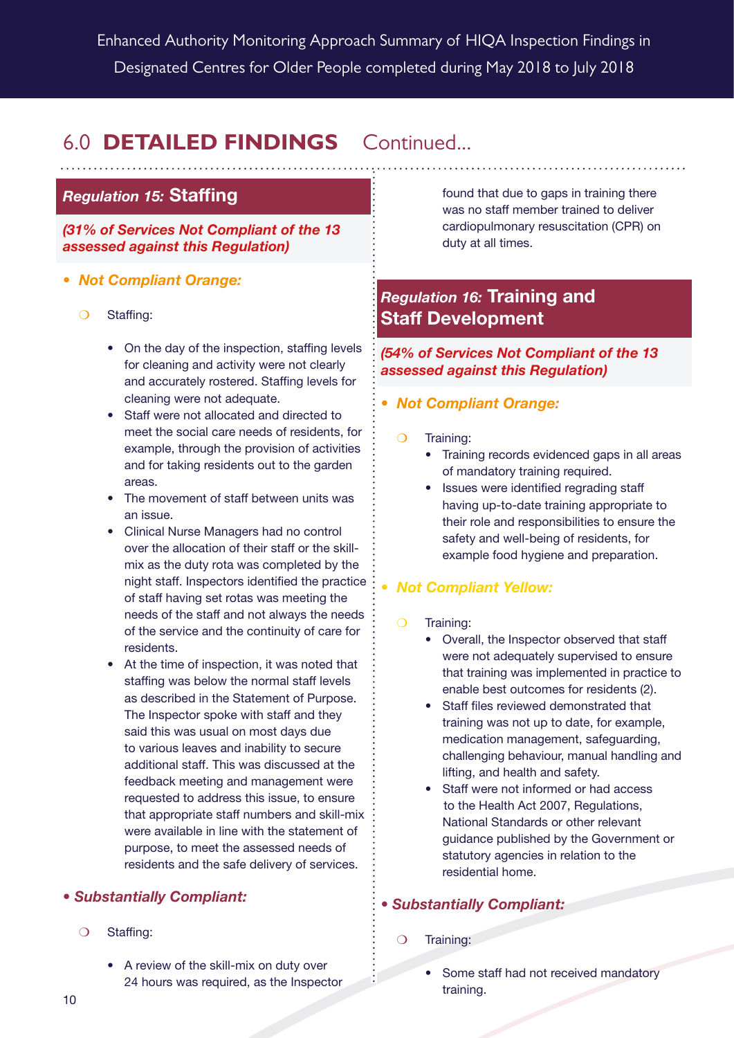## 6.0 **DETAILED FINDINGS** Continued...

### *Regulation 15:* Staffing

***(31% of Services Not Compliant of the 13 assessed against this Regulation)***

- ***Not Compliant Orange:***
  - Staffing:
    - On the day of the inspection, staffing levels for cleaning and activity were not clearly and accurately rostered. Staffing levels for cleaning were not adequate.
    - Staff were not allocated and directed to meet the social care needs of residents, for example, through the provision of activities and for taking residents out to the garden areas.
    - The movement of staff between units was an issue.
    - Clinical Nurse Managers had no control over the allocation of their staff or the skill-mix as the duty rota was completed by the night staff. Inspectors identified the practice of staff having set rotas was meeting the needs of the staff and not always the needs of the service and the continuity of care for residents.
    - At the time of inspection, it was noted that staffing was below the normal staff levels as described in the Statement of Purpose. The Inspector spoke with staff and they said this was usual on most days due to various leaves and inability to secure additional staff. This was discussed at the feedback meeting and management were requested to address this issue, to ensure that appropriate staff numbers and skill-mix were available in line with the statement of purpose, to meet the assessed needs of residents and the safe delivery of services.

- ***Substantially Compliant:***
  - Staffing:
    - A review of the skill-mix on duty over 24 hours was required, as the Inspector found that due to gaps in training there was no staff member trained to deliver cardiopulmonary resuscitation (CPR) on duty at all times.

### *Regulation 16:* Training and Staff Development

***(54% of Services Not Compliant of the 13 assessed against this Regulation)***

- ***Not Compliant Orange:***
  - Training:
    - Training records evidenced gaps in all areas of mandatory training required.
    - Issues were identified regrading staff having up-to-date training appropriate to their role and responsibilities to ensure the safety and well-being of residents, for example food hygiene and preparation.

- ***Not Compliant Yellow:***
  - Training:
    - Overall, the Inspector observed that staff were not adequately supervised to ensure that training was implemented in practice to enable best outcomes for residents (2).
    - Staff files reviewed demonstrated that training was not up to date, for example, medication management, safeguarding, challenging behaviour, manual handling and lifting, and health and safety.
    - Staff were not informed or had access to the Health Act 2007, Regulations, National Standards or other relevant guidance published by the Government or statutory agencies in relation to the residential home.

- ***Substantially Compliant:***
  - Training:
    - Some staff had not received mandatory training.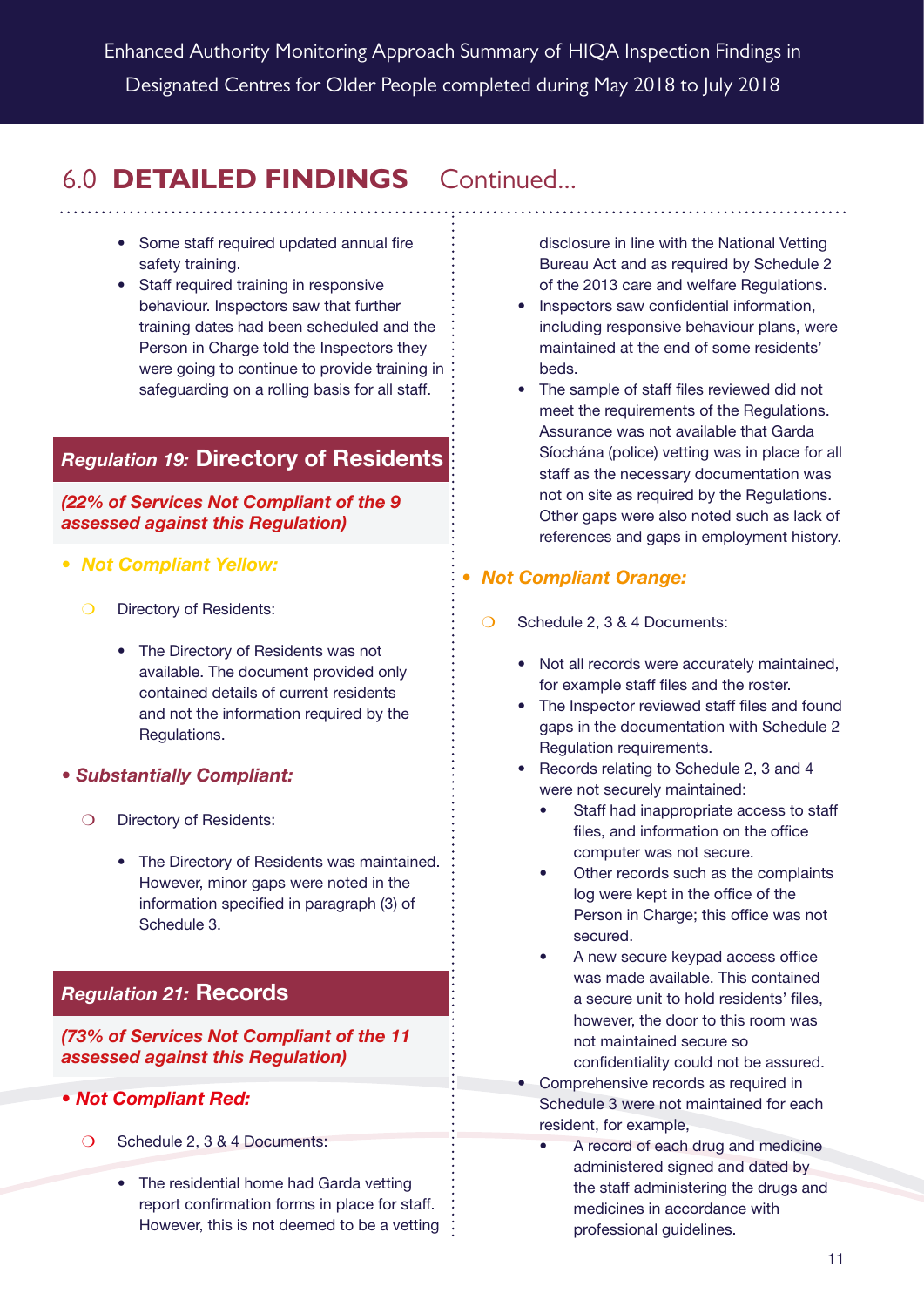## 6.0 **DETAILED FINDINGS** Continued...

- Some staff required updated annual fire safety training.
- Staff required training in responsive behaviour. Inspectors saw that further training dates had been scheduled and the Person in Charge told the Inspectors they were going to continue to provide training in safeguarding on a rolling basis for all staff.

### *Regulation 19:* Directory of Residents

***(22% of Services Not Compliant of the 9 assessed against this Regulation)***

- ***Not Compliant Yellow:***
  - Directory of Residents:
    - The Directory of Residents was not available. The document provided only contained details of current residents and not the information required by the Regulations.
- ***Substantially Compliant:***
  - Directory of Residents:
    - The Directory of Residents was maintained. However, minor gaps were noted in the information specified in paragraph (3) of Schedule 3.

### *Regulation 21:* Records

***(73% of Services Not Compliant of the 11 assessed against this Regulation)***

- ***Not Compliant Red:***
  - Schedule 2, 3 & 4 Documents:
    - The residential home had Garda vetting report confirmation forms in place for staff. However, this is not deemed to be a vetting disclosure in line with the National Vetting Bureau Act and as required by Schedule 2 of the 2013 care and welfare Regulations.
    - Inspectors saw confidential information, including responsive behaviour plans, were maintained at the end of some residents' beds.
    - The sample of staff files reviewed did not meet the requirements of the Regulations. Assurance was not available that Garda Síochána (police) vetting was in place for all staff as the necessary documentation was not on site as required by the Regulations. Other gaps were also noted such as lack of references and gaps in employment history.
- ***Not Compliant Orange:***
  - Schedule 2, 3 & 4 Documents:
    - Not all records were accurately maintained, for example staff files and the roster.
    - The Inspector reviewed staff files and found gaps in the documentation with Schedule 2 Regulation requirements.
    - Records relating to Schedule 2, 3 and 4 were not securely maintained:
      - Staff had inappropriate access to staff files, and information on the office computer was not secure.
      - Other records such as the complaints log were kept in the office of the Person in Charge; this office was not secured.
      - A new secure keypad access office was made available. This contained a secure unit to hold residents' files, however, the door to this room was not maintained secure so confidentiality could not be assured.
    - Comprehensive records as required in Schedule 3 were not maintained for each resident, for example,
      - A record of each drug and medicine administered signed and dated by the staff administering the drugs and medicines in accordance with professional guidelines.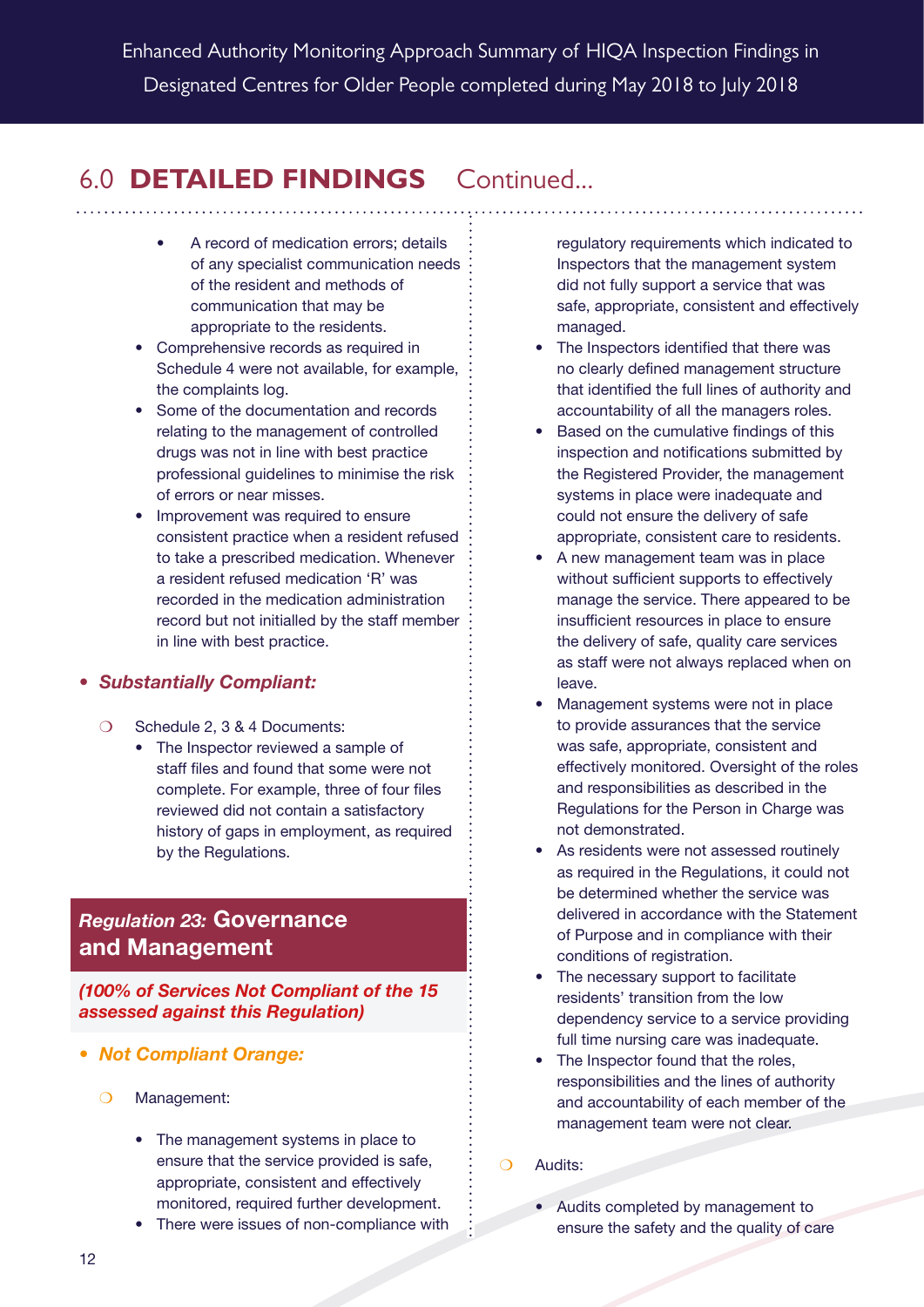## 6.0 DETAILED FINDINGS Continued...

- A record of medication errors; details of any specialist communication needs of the resident and methods of communication that may be appropriate to the residents.
- Comprehensive records as required in Schedule 4 were not available, for example, the complaints log.
- Some of the documentation and records relating to the management of controlled drugs was not in line with best practice professional guidelines to minimise the risk of errors or near misses.
- Improvement was required to ensure consistent practice when a resident refused to take a prescribed medication. Whenever a resident refused medication 'R' was recorded in the medication administration record but not initialled by the staff member in line with best practice.

- ***Substantially Compliant:***

  - Schedule 2, 3 & 4 Documents:
    - The Inspector reviewed a sample of staff files and found that some were not complete. For example, three of four files reviewed did not contain a satisfactory history of gaps in employment, as required by the Regulations.

### *Regulation 23:* Governance and Management

***(100% of Services Not Compliant of the 15 assessed against this Regulation)***

- ***Not Compliant Orange:***

  - Management:
    - The management systems in place to ensure that the service provided is safe, appropriate, consistent and effectively monitored, required further development.
    - There were issues of non-compliance with regulatory requirements which indicated to Inspectors that the management system did not fully support a service that was safe, appropriate, consistent and effectively managed.
    - The Inspectors identified that there was no clearly defined management structure that identified the full lines of authority and accountability of all the managers roles.
    - Based on the cumulative findings of this inspection and notifications submitted by the Registered Provider, the management systems in place were inadequate and could not ensure the delivery of safe appropriate, consistent care to residents.
    - A new management team was in place without sufficient supports to effectively manage the service. There appeared to be insufficient resources in place to ensure the delivery of safe, quality care services as staff were not always replaced when on leave.
    - Management systems were not in place to provide assurances that the service was safe, appropriate, consistent and effectively monitored. Oversight of the roles and responsibilities as described in the Regulations for the Person in Charge was not demonstrated.
    - As residents were not assessed routinely as required in the Regulations, it could not be determined whether the service was delivered in accordance with the Statement of Purpose and in compliance with their conditions of registration.
    - The necessary support to facilitate residents' transition from the low dependency service to a service providing full time nursing care was inadequate.
    - The Inspector found that the roles, responsibilities and the lines of authority and accountability of each member of the management team were not clear.

  - Audits:
    - Audits completed by management to ensure the safety and the quality of care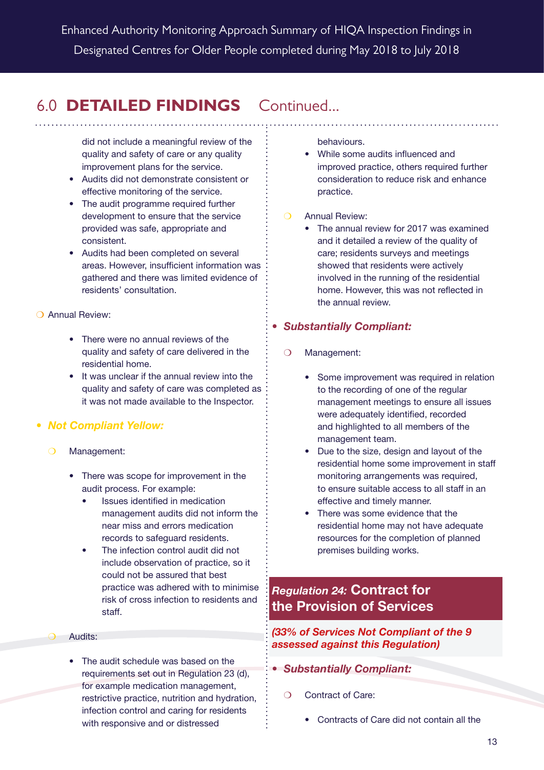## 6.0 DETAILED FINDINGS Continued...

did not include a meaningful review of the quality and safety of care or any quality improvement plans for the service.
- Audits did not demonstrate consistent or effective monitoring of the service.
- The audit programme required further development to ensure that the service provided was safe, appropriate and consistent.
- Audits had been completed on several areas. However, insufficient information was gathered and there was limited evidence of residents' consultation.

- Annual Review:
  - There were no annual reviews of the quality and safety of care delivered in the residential home.
  - It was unclear if the annual review into the quality and safety of care was completed as it was not made available to the Inspector.

- ***Not Compliant Yellow:***
  - Management:
    - There was scope for improvement in the audit process. For example:
      - Issues identified in medication management audits did not inform the near miss and errors medication records to safeguard residents.
      - The infection control audit did not include observation of practice, so it could not be assured that best practice was adhered with to minimise risk of cross infection to residents and staff.
  - Audits:
    - The audit schedule was based on the requirements set out in Regulation 23 (d), for example medication management, restrictive practice, nutrition and hydration, infection control and caring for residents with responsive and or distressed behaviours.
    - While some audits influenced and improved practice, others required further consideration to reduce risk and enhance practice.
  - Annual Review:
    - The annual review for 2017 was examined and it detailed a review of the quality of care; residents surveys and meetings showed that residents were actively involved in the running of the residential home. However, this was not reflected in the annual review.

- ***Substantially Compliant:***
  - Management:
    - Some improvement was required in relation to the recording of one of the regular management meetings to ensure all issues were adequately identified, recorded and highlighted to all members of the management team.
    - Due to the size, design and layout of the residential home some improvement in staff monitoring arrangements was required, to ensure suitable access to all staff in an effective and timely manner.
    - There was some evidence that the residential home may not have adequate resources for the completion of planned premises building works.

### *Regulation 24:* Contract for the Provision of Services

***(33% of Services Not Compliant of the 9 assessed against this Regulation)***

- ***Substantially Compliant:***
  - Contract of Care:
    - Contracts of Care did not contain all the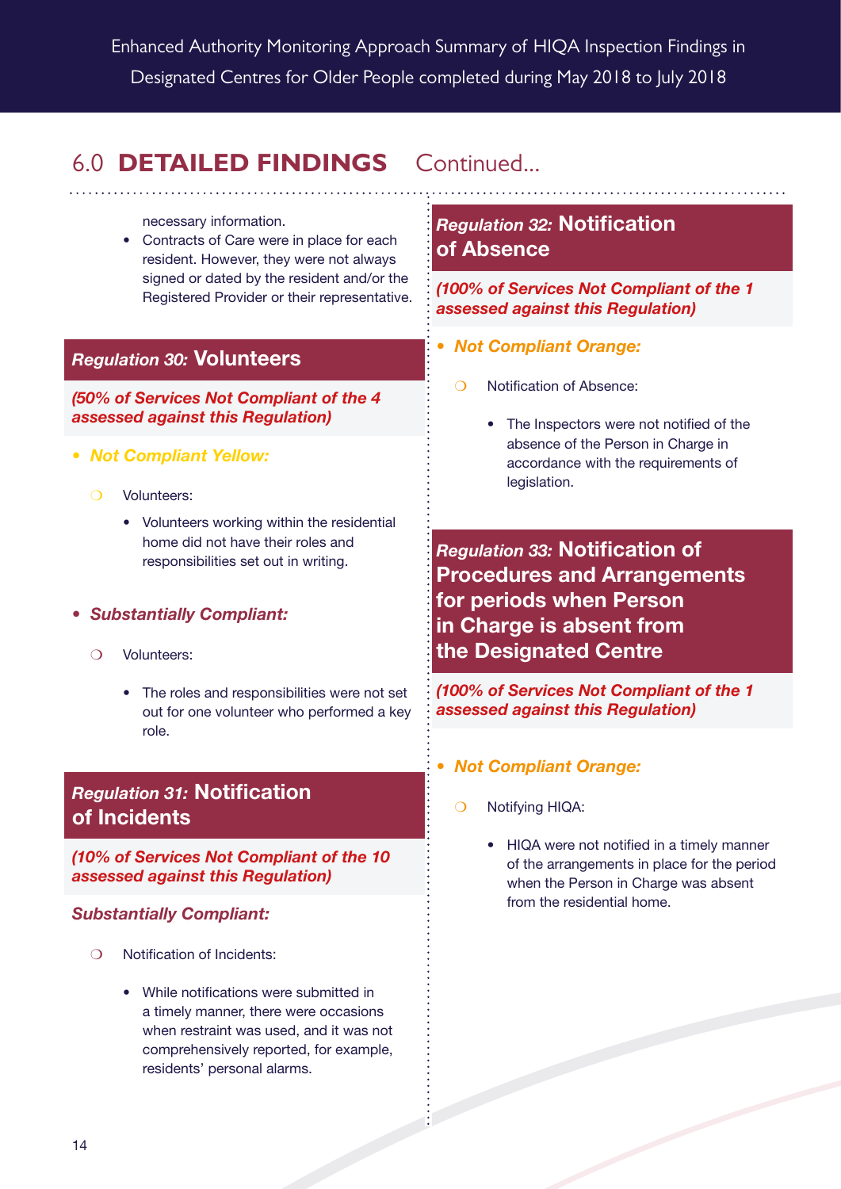## 6.0 DETAILED FINDINGS Continued...

necessary information.

- Contracts of Care were in place for each resident. However, they were not always signed or dated by the resident and/or the Registered Provider or their representative.

### *Regulation 30:* Volunteers

***(50% of Services Not Compliant of the 4 assessed against this Regulation)***

- ***Not Compliant Yellow:***
  - Volunteers:
    - Volunteers working within the residential home did not have their roles and responsibilities set out in writing.

- ***Substantially Compliant:***
  - Volunteers:
    - The roles and responsibilities were not set out for one volunteer who performed a key role.

### *Regulation 31:* Notification of Incidents

***(10% of Services Not Compliant of the 10 assessed against this Regulation)***

***Substantially Compliant:***

- Notification of Incidents:
  - While notifications were submitted in a timely manner, there were occasions when restraint was used, and it was not comprehensively reported, for example, residents' personal alarms.

### *Regulation 32:* Notification of Absence

***(100% of Services Not Compliant of the 1 assessed against this Regulation)***

- ***Not Compliant Orange:***
  - Notification of Absence:
    - The Inspectors were not notified of the absence of the Person in Charge in accordance with the requirements of legislation.

### *Regulation 33:* Notification of Procedures and Arrangements for periods when Person in Charge is absent from the Designated Centre

***(100% of Services Not Compliant of the 1 assessed against this Regulation)***

- ***Not Compliant Orange:***
  - Notifying HIQA:
    - HIQA were not notified in a timely manner of the arrangements in place for the period when the Person in Charge was absent from the residential home.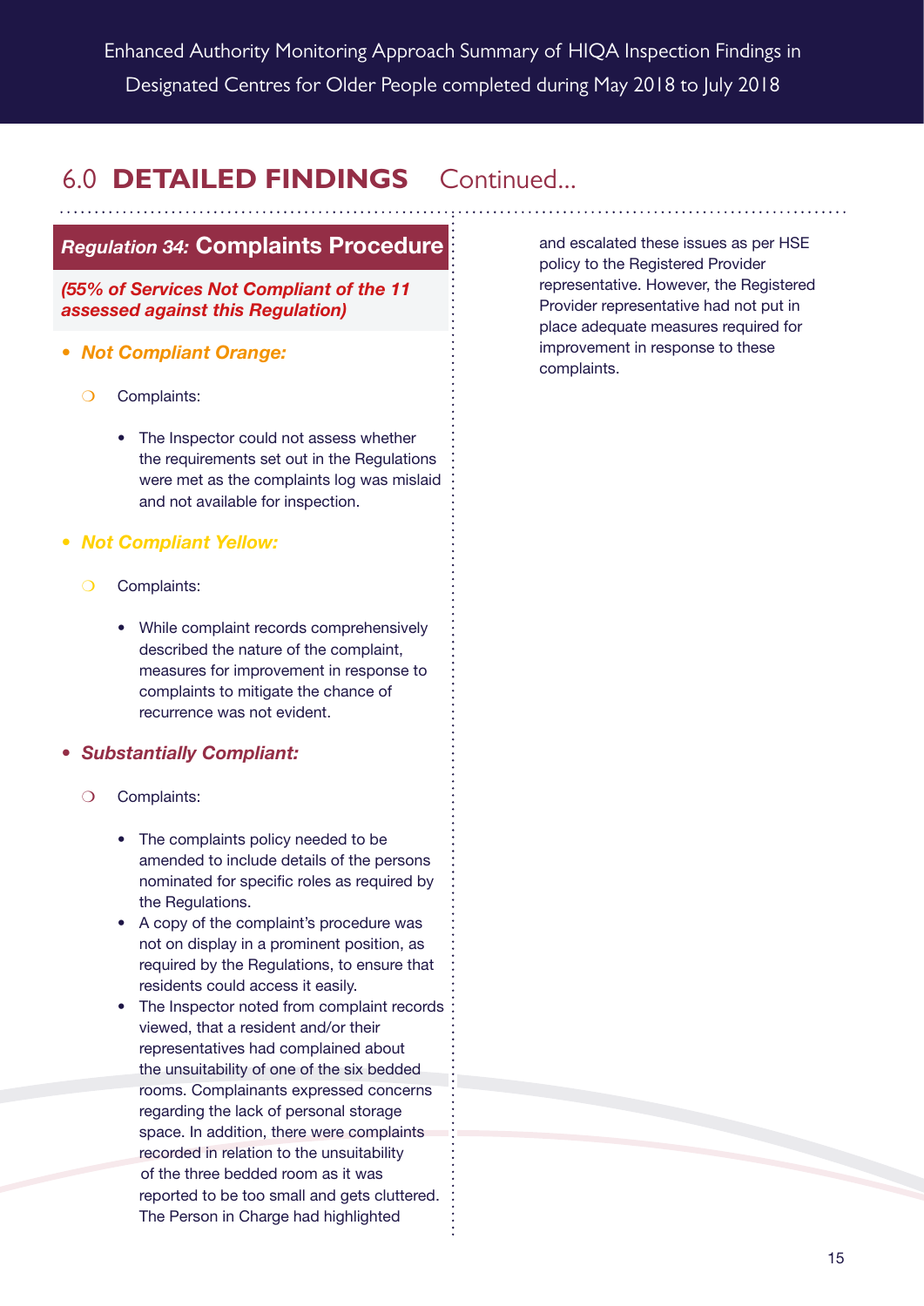## 6.0 **DETAILED FINDINGS** Continued...

### *Regulation 34:* **Complaints Procedure**

***(55% of Services Not Compliant of the 11 assessed against this Regulation)***

- ***Not Compliant Orange:***
  - Complaints:
    - The Inspector could not assess whether the requirements set out in the Regulations were met as the complaints log was mislaid and not available for inspection.

- ***Not Compliant Yellow:***
  - Complaints:
    - While complaint records comprehensively described the nature of the complaint, measures for improvement in response to complaints to mitigate the chance of recurrence was not evident.

- ***Substantially Compliant:***
  - Complaints:
    - The complaints policy needed to be amended to include details of the persons nominated for specific roles as required by the Regulations.
    - A copy of the complaint's procedure was not on display in a prominent position, as required by the Regulations, to ensure that residents could access it easily.
    - The Inspector noted from complaint records viewed, that a resident and/or their representatives had complained about the unsuitability of one of the six bedded rooms. Complainants expressed concerns regarding the lack of personal storage space. In addition, there were complaints recorded in relation to the unsuitability of the three bedded room as it was reported to be too small and gets cluttered. The Person in Charge had highlighted and escalated these issues as per HSE policy to the Registered Provider representative. However, the Registered Provider representative had not put in place adequate measures required for improvement in response to these complaints.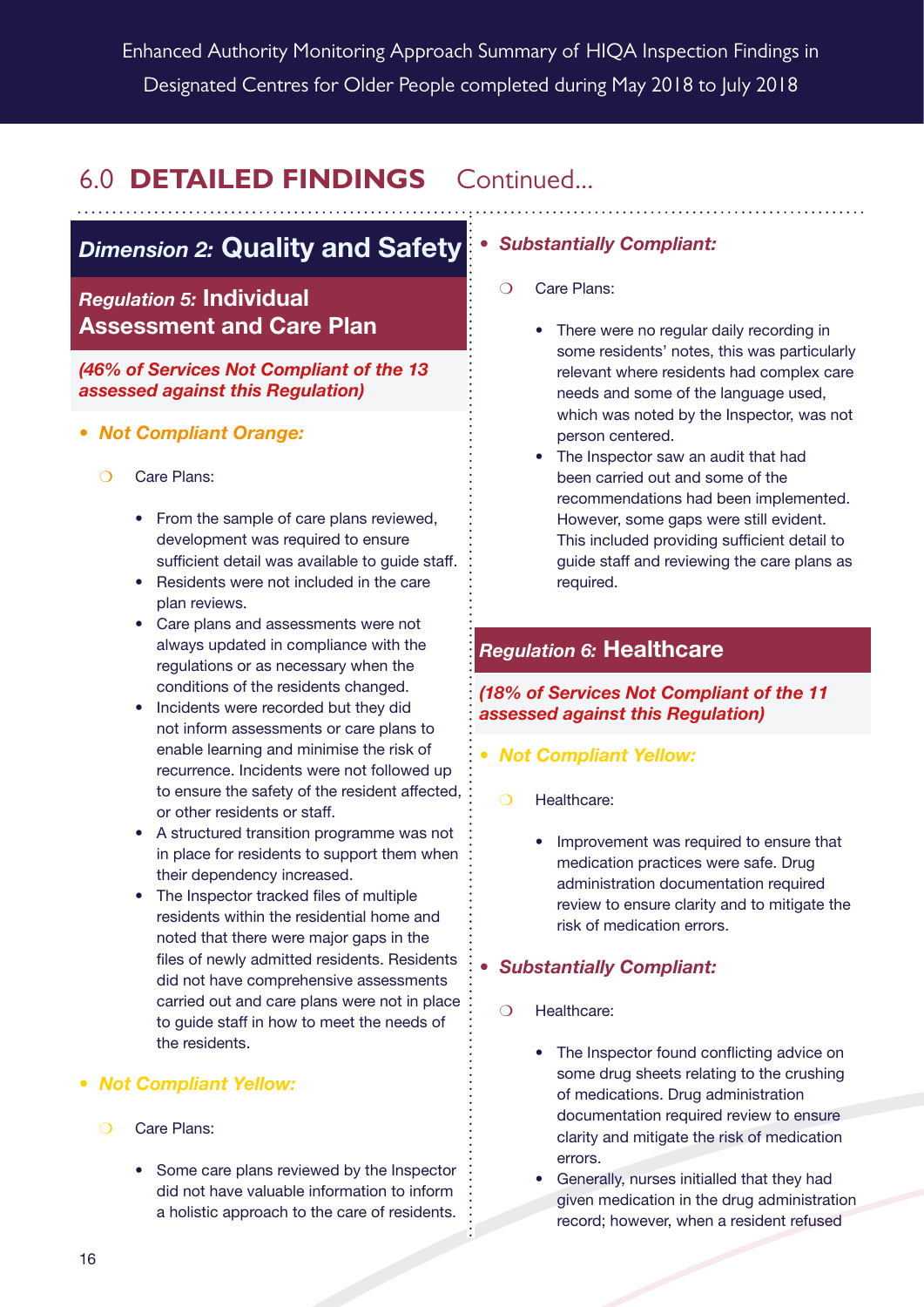## 6.0 DETAILED FINDINGS Continued...

### *Dimension 2:* Quality and Safety

#### *Regulation 5:* Individual Assessment and Care Plan

***(46% of Services Not Compliant of the 13 assessed against this Regulation)***

- ***Not Compliant Orange:***
  - Care Plans:
    - From the sample of care plans reviewed, development was required to ensure sufficient detail was available to guide staff.
    - Residents were not included in the care plan reviews.
    - Care plans and assessments were not always updated in compliance with the regulations or as necessary when the conditions of the residents changed.
    - Incidents were recorded but they did not inform assessments or care plans to enable learning and minimise the risk of recurrence. Incidents were not followed up to ensure the safety of the resident affected, or other residents or staff.
    - A structured transition programme was not in place for residents to support them when their dependency increased.
    - The Inspector tracked files of multiple residents within the residential home and noted that there were major gaps in the files of newly admitted residents. Residents did not have comprehensive assessments carried out and care plans were not in place to guide staff in how to meet the needs of the residents.

- ***Not Compliant Yellow:***
  - Care Plans:
    - Some care plans reviewed by the Inspector did not have valuable information to inform a holistic approach to the care of residents.

- ***Substantially Compliant:***
  - Care Plans:
    - There were no regular daily recording in some residents' notes, this was particularly relevant where residents had complex care needs and some of the language used, which was noted by the Inspector, was not person centered.
    - The Inspector saw an audit that had been carried out and some of the recommendations had been implemented. However, some gaps were still evident. This included providing sufficient detail to guide staff and reviewing the care plans as required.

#### *Regulation 6:* Healthcare

***(18% of Services Not Compliant of the 11 assessed against this Regulation)***

- ***Not Compliant Yellow:***
  - Healthcare:
    - Improvement was required to ensure that medication practices were safe. Drug administration documentation required review to ensure clarity and to mitigate the risk of medication errors.

- ***Substantially Compliant:***
  - Healthcare:
    - The Inspector found conflicting advice on some drug sheets relating to the crushing of medications. Drug administration documentation required review to ensure clarity and mitigate the risk of medication errors.
    - Generally, nurses initialled that they had given medication in the drug administration record; however, when a resident refused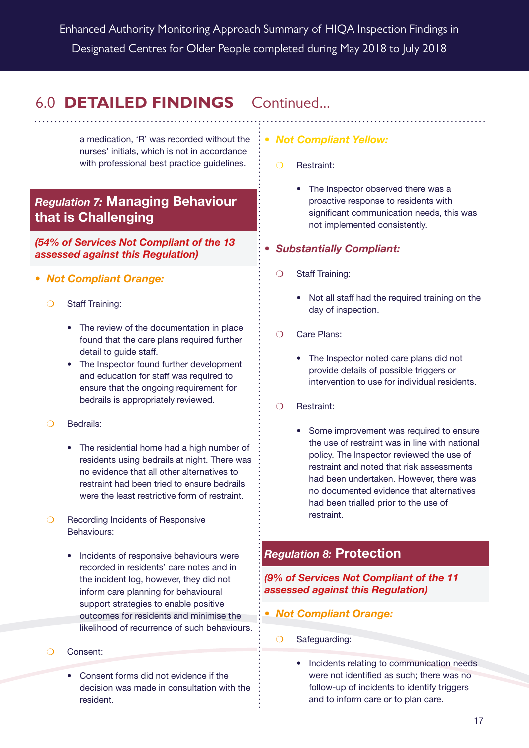## 6.0 DETAILED FINDINGS Continued...

a medication, 'R' was recorded without the nurses' initials, which is not in accordance with professional best practice guidelines.

### *Regulation 7:* Managing Behaviour that is Challenging

***(54% of Services Not Compliant of the 13 assessed against this Regulation)***

- ***Not Compliant Orange:***
  - Staff Training:
    - The review of the documentation in place found that the care plans required further detail to guide staff.
    - The Inspector found further development and education for staff was required to ensure that the ongoing requirement for bedrails is appropriately reviewed.
  - Bedrails:
    - The residential home had a high number of residents using bedrails at night. There was no evidence that all other alternatives to restraint had been tried to ensure bedrails were the least restrictive form of restraint.
  - Recording Incidents of Responsive Behaviours:
    - Incidents of responsive behaviours were recorded in residents' care notes and in the incident log, however, they did not inform care planning for behavioural support strategies to enable positive outcomes for residents and minimise the likelihood of recurrence of such behaviours.
  - Consent:
    - Consent forms did not evidence if the decision was made in consultation with the resident.
- ***Not Compliant Yellow:***
  - Restraint:
    - The Inspector observed there was a proactive response to residents with significant communication needs, this was not implemented consistently.
- ***Substantially Compliant:***
  - Staff Training:
    - Not all staff had the required training on the day of inspection.
  - Care Plans:
    - The Inspector noted care plans did not provide details of possible triggers or intervention to use for individual residents.
  - Restraint:
    - Some improvement was required to ensure the use of restraint was in line with national policy. The Inspector reviewed the use of restraint and noted that risk assessments had been undertaken. However, there was no documented evidence that alternatives had been trialled prior to the use of restraint.

### *Regulation 8:* Protection

***(9% of Services Not Compliant of the 11 assessed against this Regulation)***

- ***Not Compliant Orange:***
  - Safeguarding:
    - Incidents relating to communication needs were not identified as such; there was no follow-up of incidents to identify triggers and to inform care or to plan care.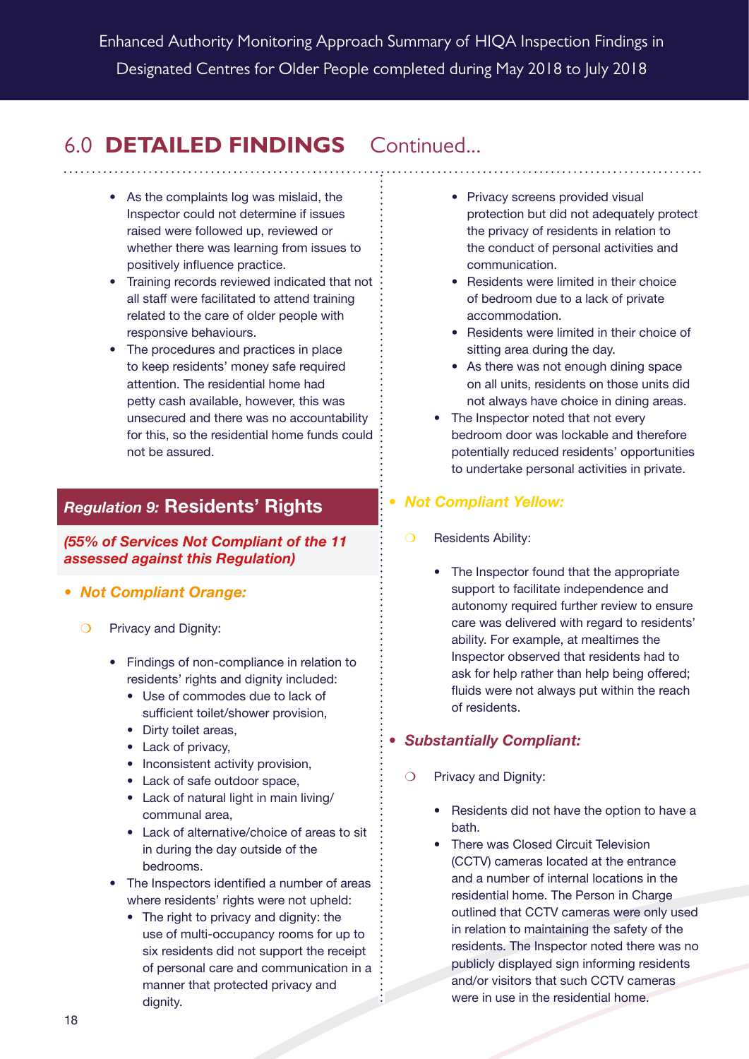## 6.0 DETAILED FINDINGS Continued...

- As the complaints log was mislaid, the Inspector could not determine if issues raised were followed up, reviewed or whether there was learning from issues to positively influence practice.
- Training records reviewed indicated that not all staff were facilitated to attend training related to the care of older people with responsive behaviours.
- The procedures and practices in place to keep residents' money safe required attention. The residential home had petty cash available, however, this was unsecured and there was no accountability for this, so the residential home funds could not be assured.

### *Regulation 9:* Residents' Rights

***(55% of Services Not Compliant of the 11 assessed against this Regulation)***

- ***Not Compliant Orange:***
  - Privacy and Dignity:
    - Findings of non-compliance in relation to residents' rights and dignity included:
      - Use of commodes due to lack of sufficient toilet/shower provision,
      - Dirty toilet areas,
      - Lack of privacy,
      - Inconsistent activity provision,
      - Lack of safe outdoor space,
      - Lack of natural light in main living/ communal area,
      - Lack of alternative/choice of areas to sit in during the day outside of the bedrooms.
    - The Inspectors identified a number of areas where residents' rights were not upheld:
      - The right to privacy and dignity: the use of multi-occupancy rooms for up to six residents did not support the receipt of personal care and communication in a manner that protected privacy and dignity.
      - Privacy screens provided visual protection but did not adequately protect the privacy of residents in relation to the conduct of personal activities and communication.
      - Residents were limited in their choice of bedroom due to a lack of private accommodation.
      - Residents were limited in their choice of sitting area during the day.
      - As there was not enough dining space on all units, residents on those units did not always have choice in dining areas.
    - The Inspector noted that not every bedroom door was lockable and therefore potentially reduced residents' opportunities to undertake personal activities in private.

- ***Not Compliant Yellow:***
  - Residents Ability:
    - The Inspector found that the appropriate support to facilitate independence and autonomy required further review to ensure care was delivered with regard to residents' ability. For example, at mealtimes the Inspector observed that residents had to ask for help rather than help being offered; fluids were not always put within the reach of residents.

- ***Substantially Compliant:***
  - Privacy and Dignity:
    - Residents did not have the option to have a bath.
    - There was Closed Circuit Television (CCTV) cameras located at the entrance and a number of internal locations in the residential home. The Person in Charge outlined that CCTV cameras were only used in relation to maintaining the safety of the residents. The Inspector noted there was no publicly displayed sign informing residents and/or visitors that such CCTV cameras were in use in the residential home.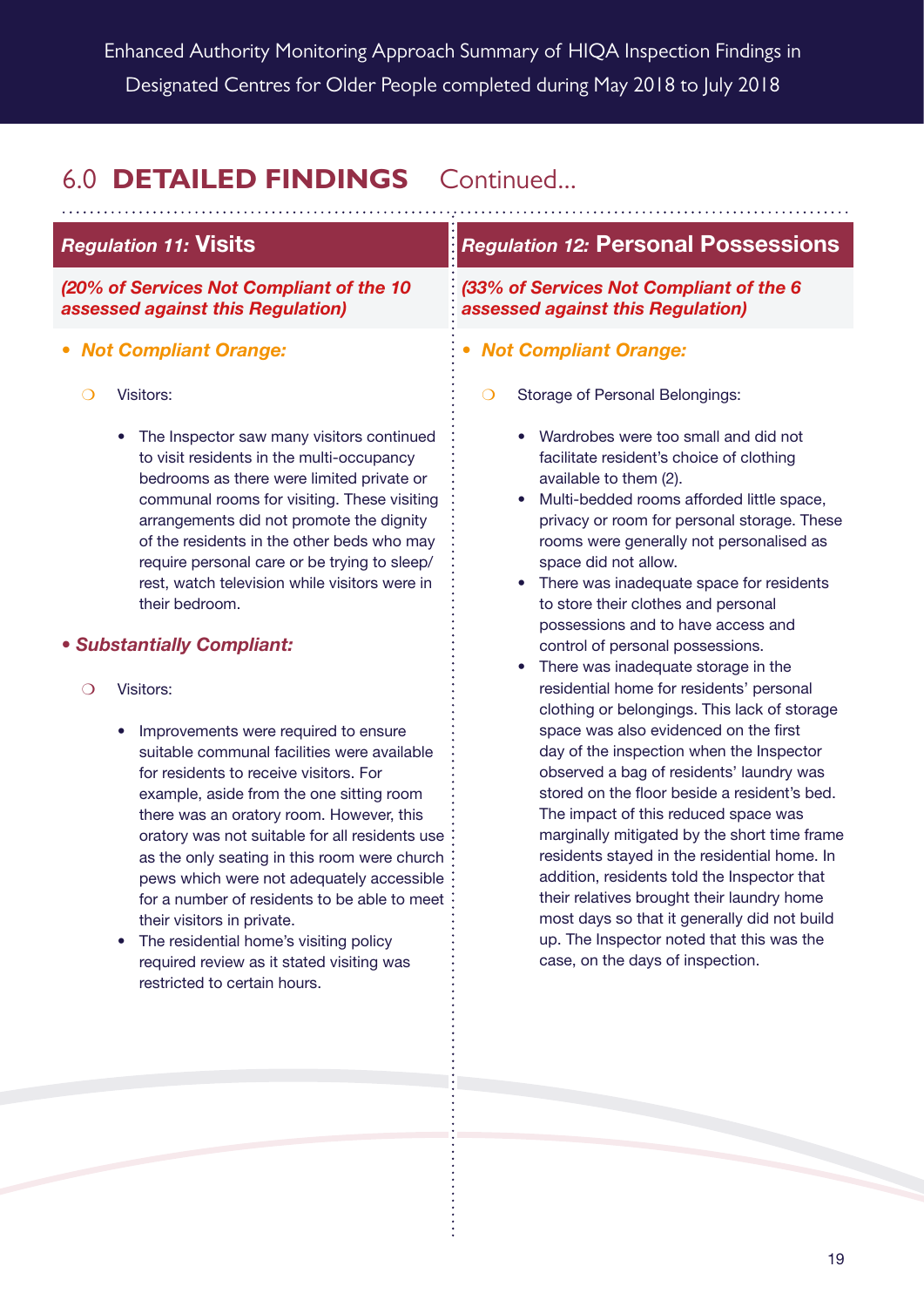## 6.0 **DETAILED FINDINGS** Continued...

### *Regulation 11:* Visits

***(20% of Services Not Compliant of the 10 assessed against this Regulation)***

- ***Not Compliant Orange:***
  - Visitors:
    - The Inspector saw many visitors continued to visit residents in the multi-occupancy bedrooms as there were limited private or communal rooms for visiting. These visiting arrangements did not promote the dignity of the residents in the other beds who may require personal care or be trying to sleep/rest, watch television while visitors were in their bedroom.

- ***Substantially Compliant:***
  - Visitors:
    - Improvements were required to ensure suitable communal facilities were available for residents to receive visitors. For example, aside from the one sitting room there was an oratory room. However, this oratory was not suitable for all residents use as the only seating in this room were church pews which were not adequately accessible for a number of residents to be able to meet their visitors in private.
    - The residential home's visiting policy required review as it stated visiting was restricted to certain hours.

### *Regulation 12:* Personal Possessions

***(33% of Services Not Compliant of the 6 assessed against this Regulation)***

- ***Not Compliant Orange:***
  - Storage of Personal Belongings:
    - Wardrobes were too small and did not facilitate resident's choice of clothing available to them (2).
    - Multi-bedded rooms afforded little space, privacy or room for personal storage. These rooms were generally not personalised as space did not allow.
    - There was inadequate space for residents to store their clothes and personal possessions and to have access and control of personal possessions.
    - There was inadequate storage in the residential home for residents' personal clothing or belongings. This lack of storage space was also evidenced on the first day of the inspection when the Inspector observed a bag of residents' laundry was stored on the floor beside a resident's bed. The impact of this reduced space was marginally mitigated by the short time frame residents stayed in the residential home. In addition, residents told the Inspector that their relatives brought their laundry home most days so that it generally did not build up. The Inspector noted that this was the case, on the days of inspection.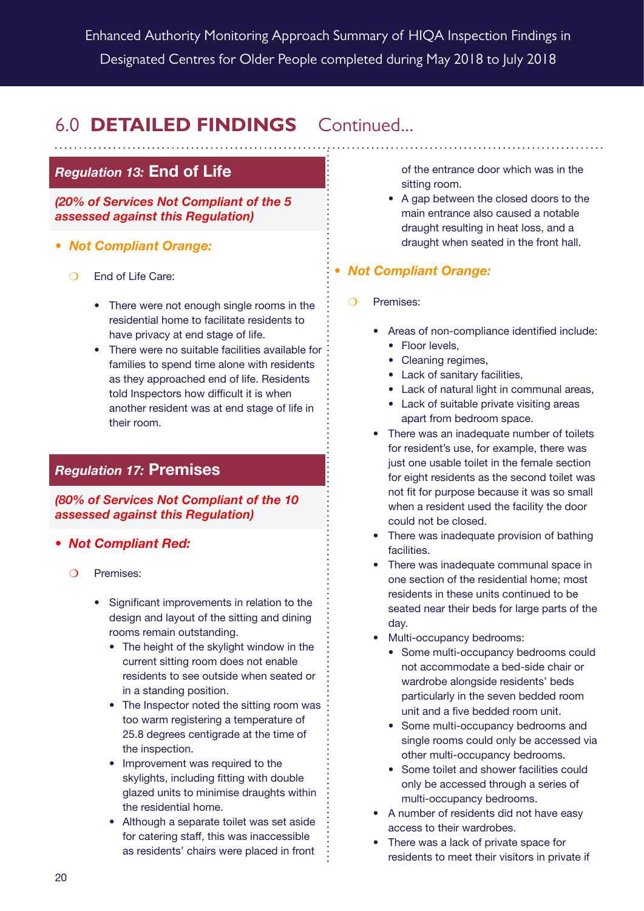## 6.0 DETAILED FINDINGS Continued...

### *Regulation 13:* End of Life

***(20% of Services Not Compliant of the 5 assessed against this Regulation)***

- ***Not Compliant Orange:***
  - End of Life Care:
    - There were not enough single rooms in the residential home to facilitate residents to have privacy at end stage of life.
    - There were no suitable facilities available for families to spend time alone with residents as they approached end of life. Residents told Inspectors how difficult it is when another resident was at end stage of life in their room.

### *Regulation 17:* Premises

***(80% of Services Not Compliant of the 10 assessed against this Regulation)***

- ***Not Compliant Red:***
  - Premises:
    - Significant improvements in relation to the design and layout of the sitting and dining rooms remain outstanding.
      - The height of the skylight window in the current sitting room does not enable residents to see outside when seated or in a standing position.
      - The Inspector noted the sitting room was too warm registering a temperature of 25.8 degrees centigrade at the time of the inspection.
      - Improvement was required to the skylights, including fitting with double glazed units to minimise draughts within the residential home.
      - Although a separate toilet was set aside for catering staff, this was inaccessible as residents' chairs were placed in front of the entrance door which was in the sitting room.
      - A gap between the closed doors to the main entrance also caused a notable draught resulting in heat loss, and a draught when seated in the front hall.

- ***Not Compliant Orange:***
  - Premises:
    - Areas of non-compliance identified include:
      - Floor levels,
      - Cleaning regimes,
      - Lack of sanitary facilities,
      - Lack of natural light in communal areas,
      - Lack of suitable private visiting areas apart from bedroom space.
    - There was an inadequate number of toilets for resident's use, for example, there was just one usable toilet in the female section for eight residents as the second toilet was not fit for purpose because it was so small when a resident used the facility the door could not be closed.
    - There was inadequate provision of bathing facilities.
    - There was inadequate communal space in one section of the residential home; most residents in these units continued to be seated near their beds for large parts of the day.
    - Multi-occupancy bedrooms:
      - Some multi-occupancy bedrooms could not accommodate a bed-side chair or wardrobe alongside residents' beds particularly in the seven bedded room unit and a five bedded room unit.
      - Some multi-occupancy bedrooms and single rooms could only be accessed via other multi-occupancy bedrooms.
      - Some toilet and shower facilities could only be accessed through a series of multi-occupancy bedrooms.
    - A number of residents did not have easy access to their wardrobes.
    - There was a lack of private space for residents to meet their visitors in private if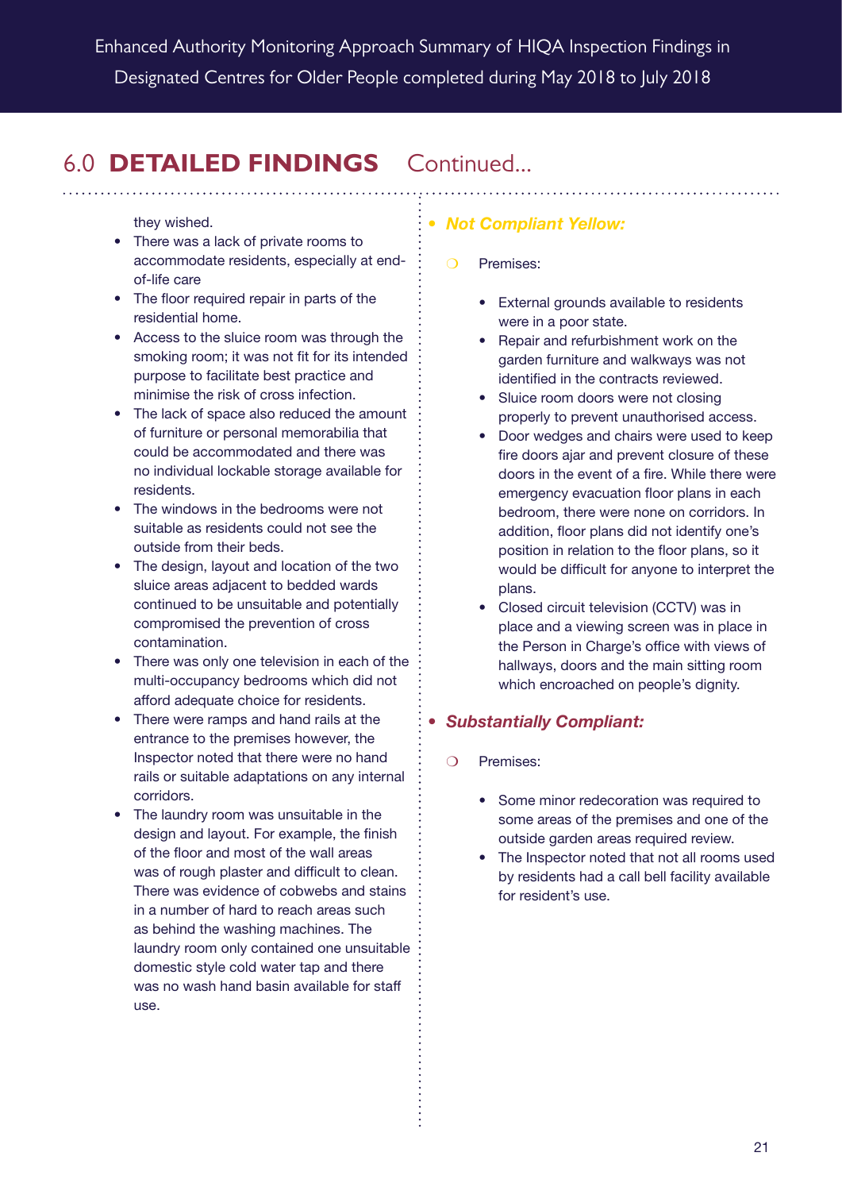## 6.0 **DETAILED FINDINGS** Continued...

they wished.

- There was a lack of private rooms to accommodate residents, especially at end-of-life care
- The floor required repair in parts of the residential home.
- Access to the sluice room was through the smoking room; it was not fit for its intended purpose to facilitate best practice and minimise the risk of cross infection.
- The lack of space also reduced the amount of furniture or personal memorabilia that could be accommodated and there was no individual lockable storage available for residents.
- The windows in the bedrooms were not suitable as residents could not see the outside from their beds.
- The design, layout and location of the two sluice areas adjacent to bedded wards continued to be unsuitable and potentially compromised the prevention of cross contamination.
- There was only one television in each of the multi-occupancy bedrooms which did not afford adequate choice for residents.
- There were ramps and hand rails at the entrance to the premises however, the Inspector noted that there were no hand rails or suitable adaptations on any internal corridors.
- The laundry room was unsuitable in the design and layout. For example, the finish of the floor and most of the wall areas was of rough plaster and difficult to clean. There was evidence of cobwebs and stains in a number of hard to reach areas such as behind the washing machines. The laundry room only contained one unsuitable domestic style cold water tap and there was no wash hand basin available for staff use.

- ***Not Compliant Yellow:***
  - Premises:
    - External grounds available to residents were in a poor state.
    - Repair and refurbishment work on the garden furniture and walkways was not identified in the contracts reviewed.
    - Sluice room doors were not closing properly to prevent unauthorised access.
    - Door wedges and chairs were used to keep fire doors ajar and prevent closure of these doors in the event of a fire. While there were emergency evacuation floor plans in each bedroom, there were none on corridors. In addition, floor plans did not identify one's position in relation to the floor plans, so it would be difficult for anyone to interpret the plans.
    - Closed circuit television (CCTV) was in place and a viewing screen was in place in the Person in Charge's office with views of hallways, doors and the main sitting room which encroached on people's dignity.

- ***Substantially Compliant:***
  - Premises:
    - Some minor redecoration was required to some areas of the premises and one of the outside garden areas required review.
    - The Inspector noted that not all rooms used by residents had a call bell facility available for resident's use.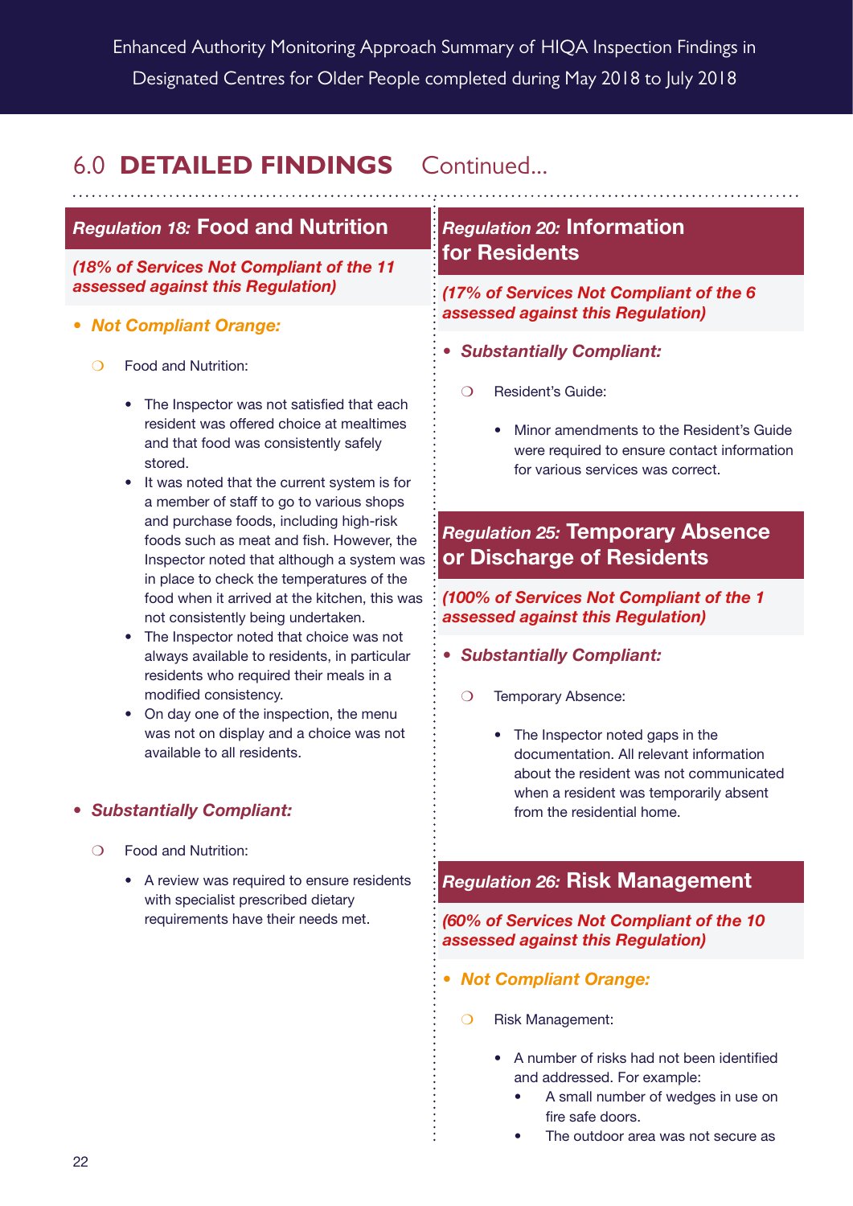## 6.0 DETAILED FINDINGS Continued...

### *Regulation 18:* Food and Nutrition

***(18% of Services Not Compliant of the 11 assessed against this Regulation)***

- ***Not Compliant Orange:***
  - Food and Nutrition:
    - The Inspector was not satisfied that each resident was offered choice at mealtimes and that food was consistently safely stored.
    - It was noted that the current system is for a member of staff to go to various shops and purchase foods, including high-risk foods such as meat and fish. However, the Inspector noted that although a system was in place to check the temperatures of the food when it arrived at the kitchen, this was not consistently being undertaken.
    - The Inspector noted that choice was not always available to residents, in particular residents who required their meals in a modified consistency.
    - On day one of the inspection, the menu was not on display and a choice was not available to all residents.

- ***Substantially Compliant:***
  - Food and Nutrition:
    - A review was required to ensure residents with specialist prescribed dietary requirements have their needs met.

### *Regulation 20:* Information for Residents

***(17% of Services Not Compliant of the 6 assessed against this Regulation)***

- ***Substantially Compliant:***
  - Resident's Guide:
    - Minor amendments to the Resident's Guide were required to ensure contact information for various services was correct.

### *Regulation 25:* Temporary Absence or Discharge of Residents

***(100% of Services Not Compliant of the 1 assessed against this Regulation)***

- ***Substantially Compliant:***
  - Temporary Absence:
    - The Inspector noted gaps in the documentation. All relevant information about the resident was not communicated when a resident was temporarily absent from the residential home.

### *Regulation 26:* Risk Management

***(60% of Services Not Compliant of the 10 assessed against this Regulation)***

- ***Not Compliant Orange:***
  - Risk Management:
    - A number of risks had not been identified and addressed. For example:
      - A small number of wedges in use on fire safe doors.
      - The outdoor area was not secure as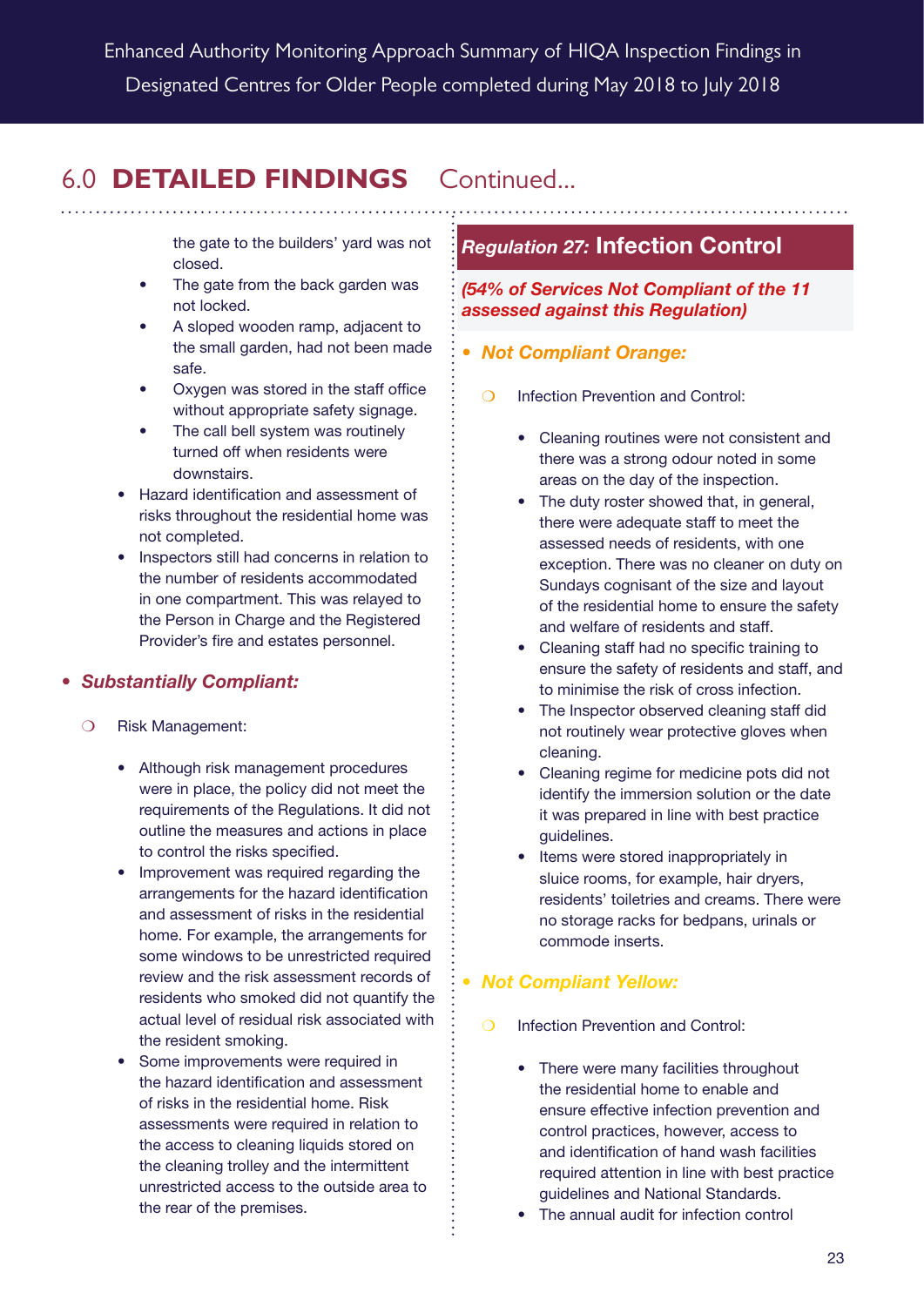## 6.0 **DETAILED FINDINGS** Continued...

the gate to the builders' yard was not closed.

- The gate from the back garden was not locked.
- A sloped wooden ramp, adjacent to the small garden, had not been made safe.
- Oxygen was stored in the staff office without appropriate safety signage.
- The call bell system was routinely turned off when residents were downstairs.

- Hazard identification and assessment of risks throughout the residential home was not completed.
- Inspectors still had concerns in relation to the number of residents accommodated in one compartment. This was relayed to the Person in Charge and the Registered Provider's fire and estates personnel.

- ***Substantially Compliant:***
  - Risk Management:
    - Although risk management procedures were in place, the policy did not meet the requirements of the Regulations. It did not outline the measures and actions in place to control the risks specified.
    - Improvement was required regarding the arrangements for the hazard identification and assessment of risks in the residential home. For example, the arrangements for some windows to be unrestricted required review and the risk assessment records of residents who smoked did not quantify the actual level of residual risk associated with the resident smoking.
    - Some improvements were required in the hazard identification and assessment of risks in the residential home. Risk assessments were required in relation to the access to cleaning liquids stored on the cleaning trolley and the intermittent unrestricted access to the outside area to the rear of the premises.

### *Regulation 27:* **Infection Control**

***(54% of Services Not Compliant of the 11 assessed against this Regulation)***

- ***Not Compliant Orange:***
  - Infection Prevention and Control:
    - Cleaning routines were not consistent and there was a strong odour noted in some areas on the day of the inspection.
    - The duty roster showed that, in general, there were adequate staff to meet the assessed needs of residents, with one exception. There was no cleaner on duty on Sundays cognisant of the size and layout of the residential home to ensure the safety and welfare of residents and staff.
    - Cleaning staff had no specific training to ensure the safety of residents and staff, and to minimise the risk of cross infection.
    - The Inspector observed cleaning staff did not routinely wear protective gloves when cleaning.
    - Cleaning regime for medicine pots did not identify the immersion solution or the date it was prepared in line with best practice guidelines.
    - Items were stored inappropriately in sluice rooms, for example, hair dryers, residents' toiletries and creams. There were no storage racks for bedpans, urinals or commode inserts.

- ***Not Compliant Yellow:***
  - Infection Prevention and Control:
    - There were many facilities throughout the residential home to enable and ensure effective infection prevention and control practices, however, access to and identification of hand wash facilities required attention in line with best practice guidelines and National Standards.
    - The annual audit for infection control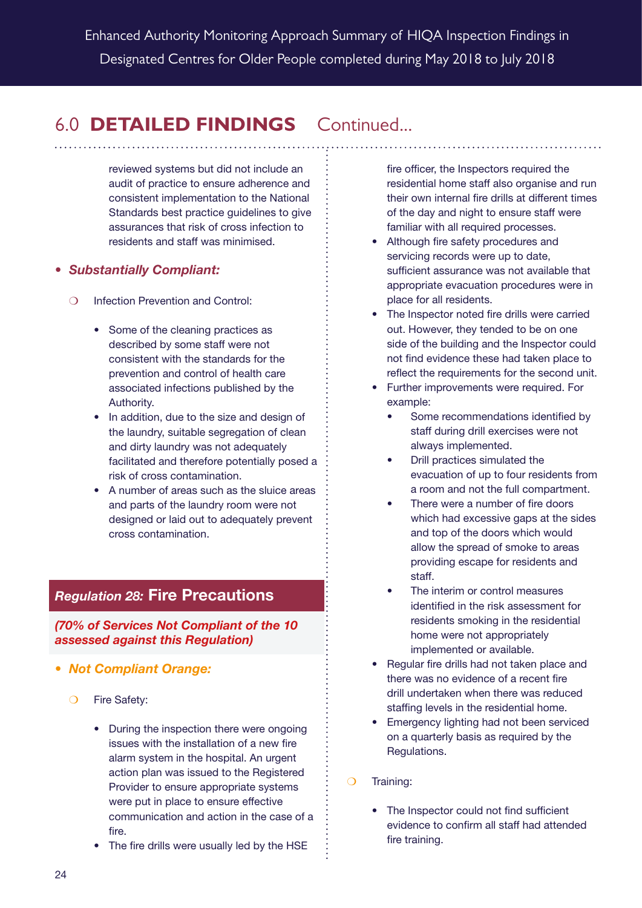## 6.0 DETAILED FINDINGS Continued...

reviewed systems but did not include an audit of practice to ensure adherence and consistent implementation to the National Standards best practice guidelines to give assurances that risk of cross infection to residents and staff was minimised.

- ***Substantially Compliant:***
  - Infection Prevention and Control:
    - Some of the cleaning practices as described by some staff were not consistent with the standards for the prevention and control of health care associated infections published by the Authority.
    - In addition, due to the size and design of the laundry, suitable segregation of clean and dirty laundry was not adequately facilitated and therefore potentially posed a risk of cross contamination.
    - A number of areas such as the sluice areas and parts of the laundry room were not designed or laid out to adequately prevent cross contamination.

### *Regulation 28:* Fire Precautions

***(70% of Services Not Compliant of the 10 assessed against this Regulation)***

- ***Not Compliant Orange:***
  - Fire Safety:
    - During the inspection there were ongoing issues with the installation of a new fire alarm system in the hospital. An urgent action plan was issued to the Registered Provider to ensure appropriate systems were put in place to ensure effective communication and action in the case of a fire.
    - The fire drills were usually led by the HSE fire officer, the Inspectors required the residential home staff also organise and run their own internal fire drills at different times of the day and night to ensure staff were familiar with all required processes.
    - Although fire safety procedures and servicing records were up to date, sufficient assurance was not available that appropriate evacuation procedures were in place for all residents.
    - The Inspector noted fire drills were carried out. However, they tended to be on one side of the building and the Inspector could not find evidence these had taken place to reflect the requirements for the second unit.
    - Further improvements were required. For example:
      - Some recommendations identified by staff during drill exercises were not always implemented.
      - Drill practices simulated the evacuation of up to four residents from a room and not the full compartment.
      - There were a number of fire doors which had excessive gaps at the sides and top of the doors which would allow the spread of smoke to areas providing escape for residents and staff.
      - The interim or control measures identified in the risk assessment for residents smoking in the residential home were not appropriately implemented or available.
    - Regular fire drills had not taken place and there was no evidence of a recent fire drill undertaken when there was reduced staffing levels in the residential home.
    - Emergency lighting had not been serviced on a quarterly basis as required by the Regulations.
  - Training:
    - The Inspector could not find sufficient evidence to confirm all staff had attended fire training.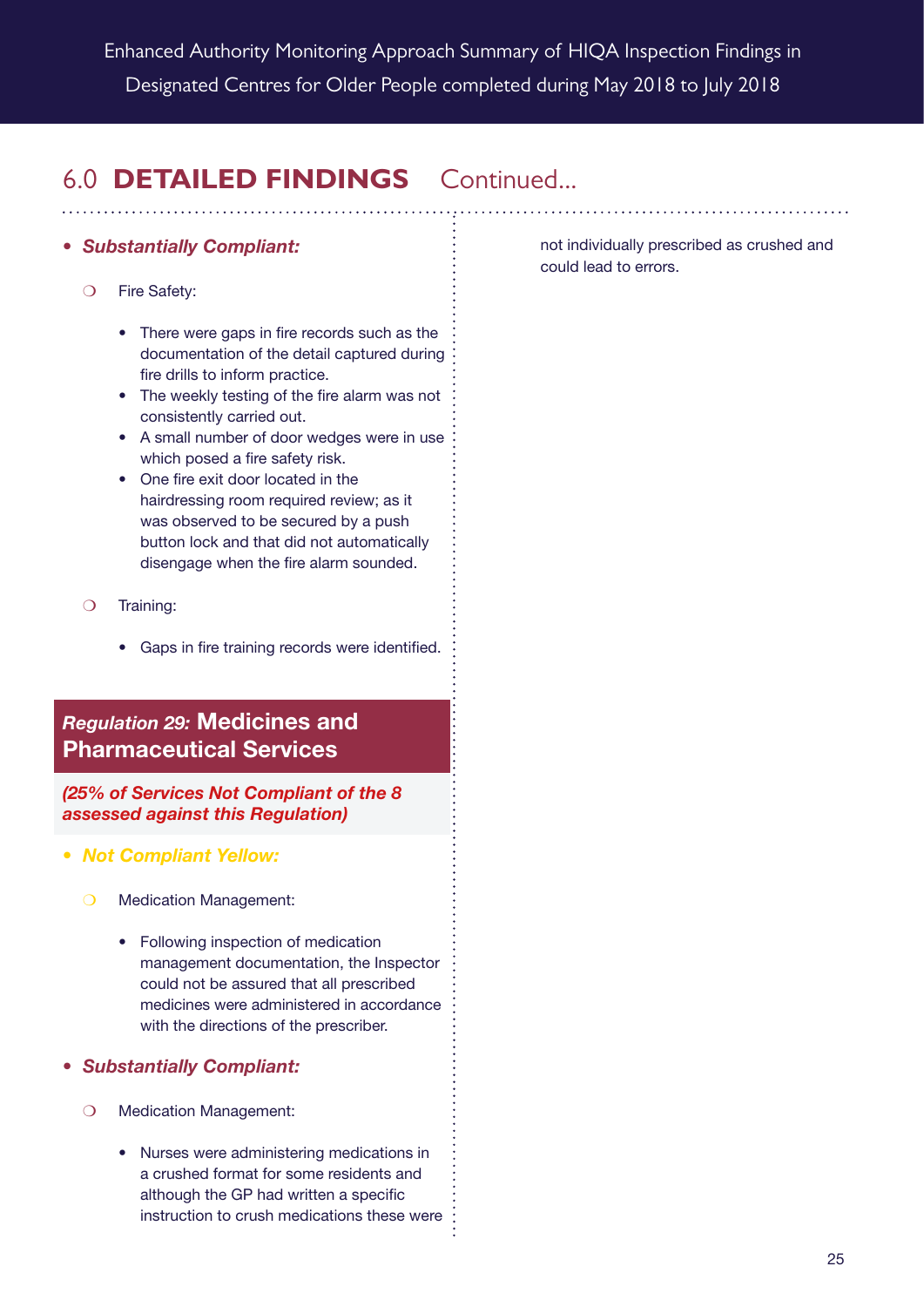## 6.0 DETAILED FINDINGS Continued...

- ***Substantially Compliant:***
  - Fire Safety:
    - There were gaps in fire records such as the documentation of the detail captured during fire drills to inform practice.
    - The weekly testing of the fire alarm was not consistently carried out.
    - A small number of door wedges were in use which posed a fire safety risk.
    - One fire exit door located in the hairdressing room required review; as it was observed to be secured by a push button lock and that did not automatically disengage when the fire alarm sounded.
  - Training:
    - Gaps in fire training records were identified.

### *Regulation 29:* Medicines and Pharmaceutical Services

***(25% of Services Not Compliant of the 8 assessed against this Regulation)***

- ***Not Compliant Yellow:***
  - Medication Management:
    - Following inspection of medication management documentation, the Inspector could not be assured that all prescribed medicines were administered in accordance with the directions of the prescriber.
- ***Substantially Compliant:***
  - Medication Management:
    - Nurses were administering medications in a crushed format for some residents and although the GP had written a specific instruction to crush medications these were not individually prescribed as crushed and could lead to errors.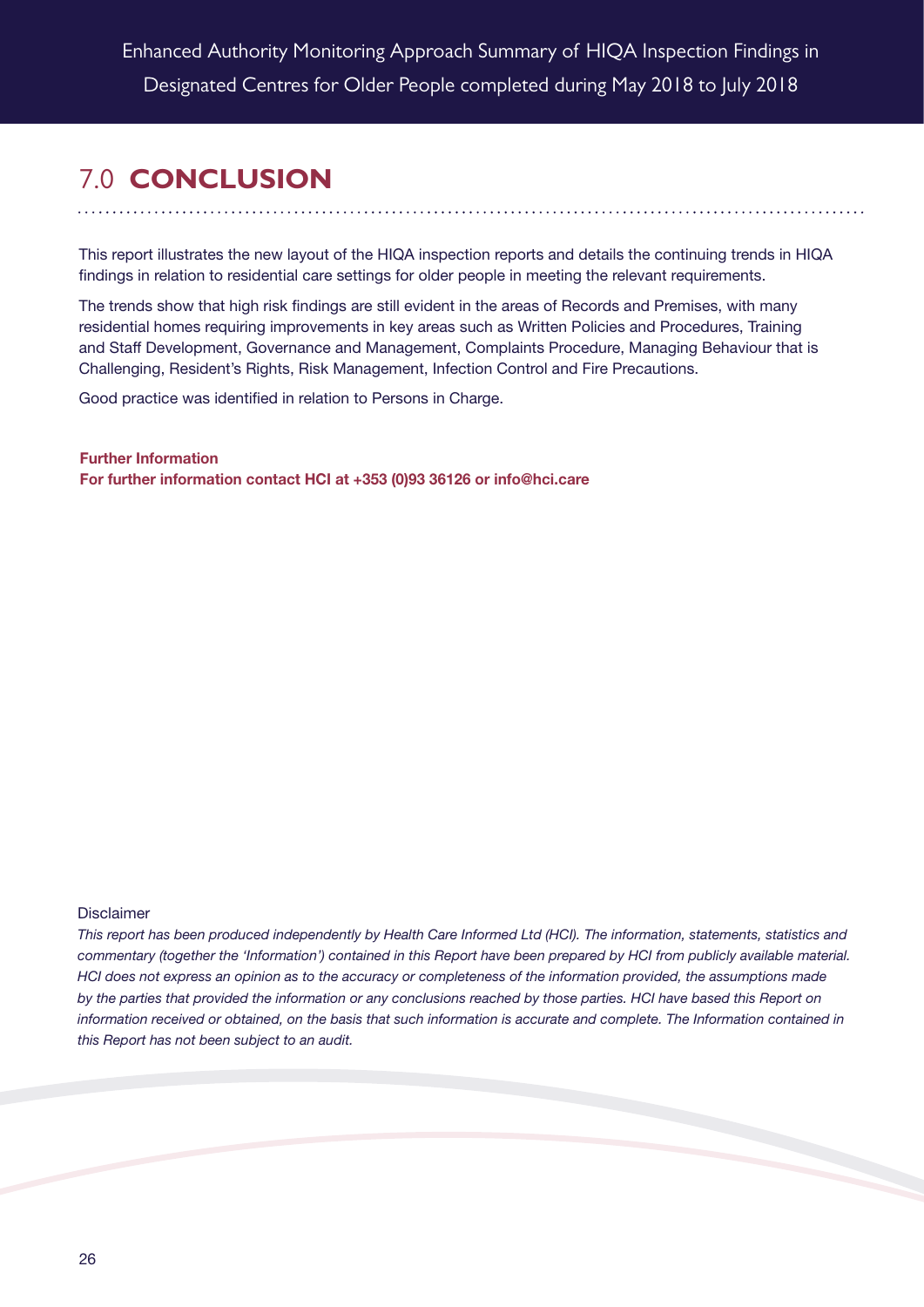# 7.0 **CONCLUSION**

This report illustrates the new layout of the HIQA inspection reports and details the continuing trends in HIQA findings in relation to residential care settings for older people in meeting the relevant requirements.

The trends show that high risk findings are still evident in the areas of Records and Premises, with many residential homes requiring improvements in key areas such as Written Policies and Procedures, Training and Staff Development, Governance and Management, Complaints Procedure, Managing Behaviour that is Challenging, Resident's Rights, Risk Management, Infection Control and Fire Precautions.

Good practice was identified in relation to Persons in Charge.

**Further Information**
**For further information contact HCI at +353 (0)93 36126 or info@hci.care**

Disclaimer

*This report has been produced independently by Health Care Informed Ltd (HCI). The information, statements, statistics and commentary (together the 'Information') contained in this Report have been prepared by HCI from publicly available material. HCI does not express an opinion as to the accuracy or completeness of the information provided, the assumptions made by the parties that provided the information or any conclusions reached by those parties. HCI have based this Report on information received or obtained, on the basis that such information is accurate and complete. The Information contained in this Report has not been subject to an audit.*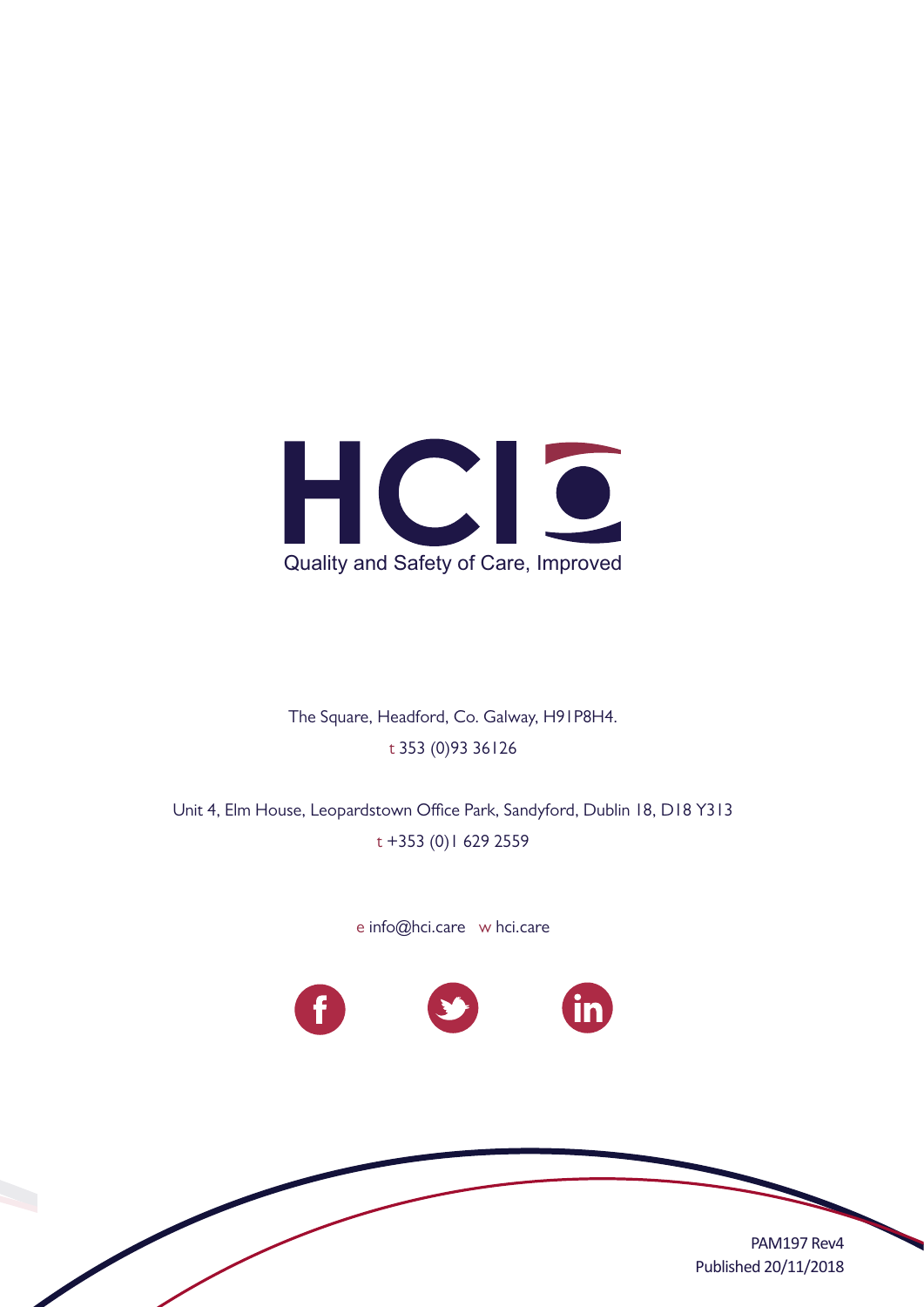HCI

Quality and Safety of Care, Improved

The Square, Headford, Co. Galway, H91P8H4.

t 353 (0)93 36126

Unit 4, Elm House, Leopardstown Office Park, Sandyford, Dublin 18, D18 Y313

t +353 (0)1 629 2559

e info@hci.care w hci.care

PAM197 Rev4
Published 20/11/2018